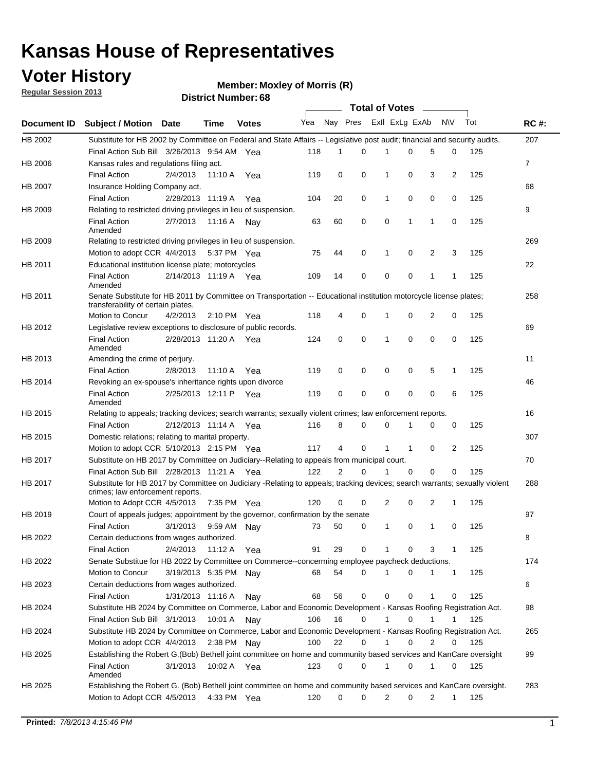# Kansas House of Representatives

## Voter History

**Regular Session 2013**

**Member: Moxley of Morris (R)**

**District Number: 68**

| Document ID | Subject / Motion | Date | Time | Votes | Yea | Nay | Pres | ExII | ExLg | ExAb | N\V | Tot | RC #: |
|---|---|---|---|---|---|---|---|---|---|---|---|---|---|
| HB 2002 | Substitute for HB 2002 by Committee on Federal and State Affairs -- Legislative post audit; financial and security audits. | | | | | | | | | | | | 207 |
| | Final Action Sub Bill | 3/26/2013 | 9:54 AM | Yea | 118 | 1 | 0 | 1 | 0 | 5 | 0 | 125 | |
| HB 2006 | Kansas rules and regulations filing act. | | | | | | | | | | | | 7 |
| | Final Action | 2/4/2013 | 11:10 A | Yea | 119 | 0 | 0 | 1 | 0 | 3 | 2 | 125 | |
| HB 2007 | Insurance Holding Company act. | | | | | | | | | | | | 68 |
| | Final Action | 2/28/2013 | 11:19 A | Yea | 104 | 20 | 0 | 1 | 0 | 0 | 0 | 125 | |
| HB 2009 | Relating to restricted driving privileges in lieu of suspension. | | | | | | | | | | | | 9 |
| | Final Action Amended | 2/7/2013 | 11:16 A | Nay | 63 | 60 | 0 | 0 | 1 | 1 | 0 | 125 | |
| HB 2009 | Relating to restricted driving privileges in lieu of suspension. | | | | | | | | | | | | 269 |
| | Motion to adopt CCR | 4/4/2013 | 5:37 PM | Yea | 75 | 44 | 0 | 1 | 0 | 2 | 3 | 125 | |
| HB 2011 | Educational institution license plate; motorcycles | | | | | | | | | | | | 22 |
| | Final Action Amended | 2/14/2013 | 11:19 A | Yea | 109 | 14 | 0 | 0 | 0 | 1 | 1 | 125 | |
| HB 2011 | Senate Substitute for HB 2011 by Committee on Transportation -- Educational institution motorcycle license plates; transferability of certain plates. | | | | | | | | | | | | 258 |
| | Motion to Concur | 4/2/2013 | 2:10 PM | Yea | 118 | 4 | 0 | 1 | 0 | 2 | 0 | 125 | |
| HB 2012 | Legislative review exceptions to disclosure of public records. | | | | | | | | | | | | 69 |
| | Final Action Amended | 2/28/2013 | 11:20 A | Yea | 124 | 0 | 0 | 1 | 0 | 0 | 0 | 125 | |
| HB 2013 | Amending the crime of perjury. | | | | | | | | | | | | 11 |
| | Final Action | 2/8/2013 | 11:10 A | Yea | 119 | 0 | 0 | 0 | 0 | 5 | 1 | 125 | |
| HB 2014 | Revoking an ex-spouse's inheritance rights upon divorce | | | | | | | | | | | | 46 |
| | Final Action Amended | 2/25/2013 | 12:11 P | Yea | 119 | 0 | 0 | 0 | 0 | 0 | 6 | 125 | |
| HB 2015 | Relating to appeals; tracking devices; search warrants; sexually violent crimes; law enforcement reports. | | | | | | | | | | | | 16 |
| | Final Action | 2/12/2013 | 11:14 A | Yea | 116 | 8 | 0 | 0 | 1 | 0 | 0 | 125 | |
| HB 2015 | Domestic relations; relating to marital property. | | | | | | | | | | | | 307 |
| | Motion to adopt CCR | 5/10/2013 | 2:15 PM | Yea | 117 | 4 | 0 | 1 | 1 | 0 | 2 | 125 | |
| HB 2017 | Substitute on HB 2017 by Committee on Judiciary--Relating to appeals from municipal court. | | | | | | | | | | | | 70 |
| | Final Action Sub Bill | 2/28/2013 | 11:21 A | Yea | 122 | 2 | 0 | 1 | 0 | 0 | 0 | 125 | |
| HB 2017 | Substitute for HB 2017 by Committee on Judiciary -Relating to appeals; tracking devices; search warrants; sexually violent crimes; law enforcement reports. | | | | | | | | | | | | 288 |
| | Motion to Adopt CCR | 4/5/2013 | 7:35 PM | Yea | 120 | 0 | 0 | 2 | 0 | 2 | 1 | 125 | |
| HB 2019 | Court of appeals judges; appointment by the governor, confirmation by the senate | | | | | | | | | | | | 97 |
| | Final Action | 3/1/2013 | 9:59 AM | Nay | 73 | 50 | 0 | 1 | 0 | 1 | 0 | 125 | |
| HB 2022 | Certain deductions from wages authorized. | | | | | | | | | | | | 8 |
| | Final Action | 2/4/2013 | 11:12 A | Yea | 91 | 29 | 0 | 1 | 0 | 3 | 1 | 125 | |
| HB 2022 | Senate Substitue for HB 2022 by Committee on Commerce--concerning employee paycheck deductions. | | | | | | | | | | | | 174 |
| | Motion to Concur | 3/19/2013 | 5:35 PM | Nay | 68 | 54 | 0 | 1 | 0 | 1 | 1 | 125 | |
| HB 2023 | Certain deductions from wages authorized. | | | | | | | | | | | | 6 |
| | Final Action | 1/31/2013 | 11:16 A | Nay | 68 | 56 | 0 | 0 | 0 | 1 | 0 | 125 | |
| HB 2024 | Substitute HB 2024 by Committee on Commerce, Labor and Economic Development - Kansas Roofing Registration Act. | | | | | | | | | | | | 98 |
| | Final Action Sub Bill | 3/1/2013 | 10:01 A | Nay | 106 | 16 | 0 | 1 | 0 | 1 | 1 | 125 | |
| HB 2024 | Substitute HB 2024 by Committee on Commerce, Labor and Economic Development - Kansas Roofing Registration Act. | | | | | | | | | | | | 265 |
| | Motion to adopt CCR | 4/4/2013 | 2:38 PM | Nay | 100 | 22 | 0 | 1 | 0 | 2 | 0 | 125 | |
| HB 2025 | Establishing the Robert G.(Bob) Bethell joint committee on home and community based services and KanCare oversight | | | | | | | | | | | | 99 |
| | Final Action Amended | 3/1/2013 | 10:02 A | Yea | 123 | 0 | 0 | 1 | 0 | 1 | 0 | 125 | |
| HB 2025 | Establishing the Robert G. (Bob) Bethell joint committee on home and community based services and KanCare oversight. | | | | | | | | | | | | 283 |
| | Motion to Adopt CCR | 4/5/2013 | 4:33 PM | Yea | 120 | 0 | 0 | 2 | 0 | 2 | 1 | 125 | |

**Printed:** *7/8/2013 4:15:46 PM*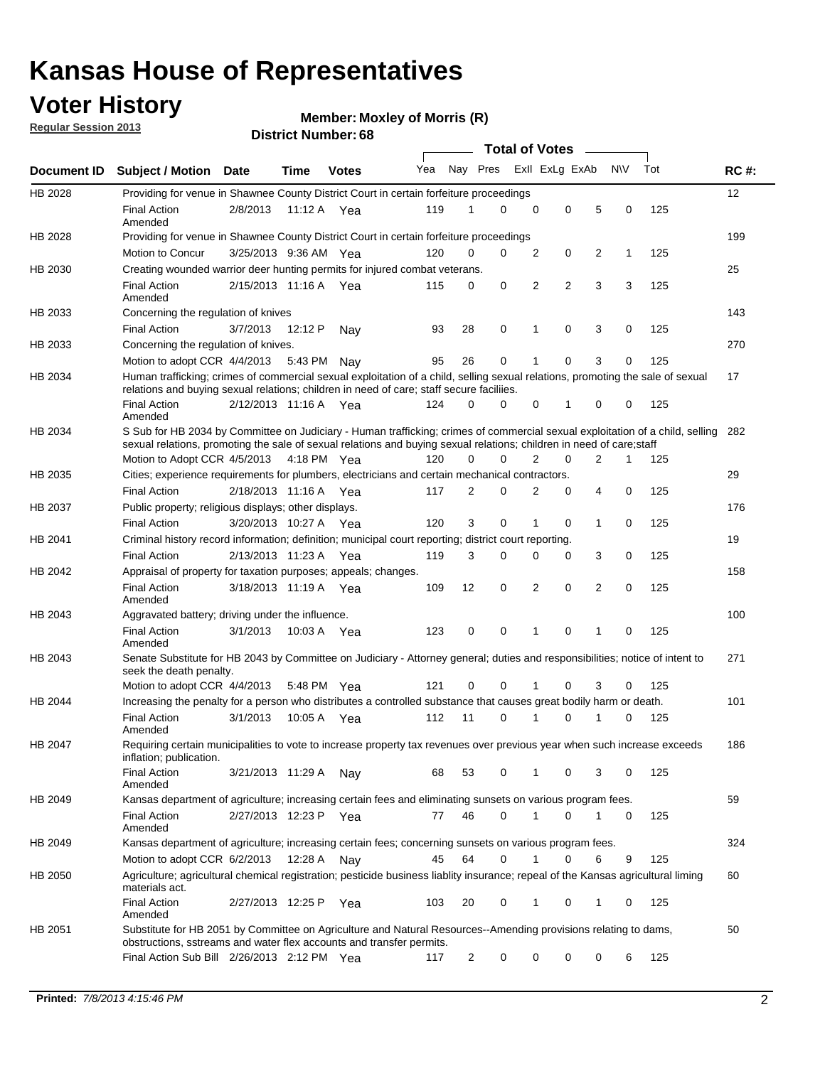# Kansas House of Representatives

## Voter History

**Regular Session 2013**

**Member: Moxley of Morris (R)**

**District Number: 68**

| Document ID | Subject / Motion | Date | Time | Votes | Yea | Nay | Pres | ExII | ExLg | ExAb | N\V | Tot | RC #: |
|---|---|---|---|---|---|---|---|---|---|---|---|---|---|
| HB 2028 | Providing for venue in Shawnee County District Court in certain forfeiture proceedings | | | | | | | | | | | | 12 |
| | Final Action Amended | 2/8/2013 | 11:12 A | Yea | 119 | 1 | 0 | 0 | 0 | 5 | 0 | 125 | |
| HB 2028 | Providing for venue in Shawnee County District Court in certain forfeiture proceedings | | | | | | | | | | | | 199 |
| | Motion to Concur | 3/25/2013 | 9:36 AM | Yea | 120 | 0 | 0 | 2 | 0 | 2 | 1 | 125 | |
| HB 2030 | Creating wounded warrior deer hunting permits for injured combat veterans. | | | | | | | | | | | | 25 |
| | Final Action Amended | 2/15/2013 | 11:16 A | Yea | 115 | 0 | 0 | 2 | 2 | 3 | 3 | 125 | |
| HB 2033 | Concerning the regulation of knives | | | | | | | | | | | | 143 |
| | Final Action | 3/7/2013 | 12:12 P | Nay | 93 | 28 | 0 | 1 | 0 | 3 | 0 | 125 | |
| HB 2033 | Concerning the regulation of knives. | | | | | | | | | | | | 270 |
| | Motion to adopt CCR | 4/4/2013 | 5:43 PM | Nay | 95 | 26 | 0 | 1 | 0 | 3 | 0 | 125 | |
| HB 2034 | Human trafficking; crimes of commercial sexual exploitation of a child, selling sexual relations, promoting the sale of sexual relations and buying sexual relations; children in need of care; staff secure faciliies. | | | | | | | | | | | | 17 |
| | Final Action Amended | 2/12/2013 | 11:16 A | Yea | 124 | 0 | 0 | 0 | 1 | 0 | 0 | 125 | |
| HB 2034 | S Sub for HB 2034 by Committee on Judiciary - Human trafficking; crimes of commercial sexual exploitation of a child, selling sexual relations, promoting the sale of sexual relations and buying sexual relations; children in need of care;staff | | | | | | | | | | | | 282 |
| | Motion to Adopt CCR | 4/5/2013 | 4:18 PM | Yea | 120 | 0 | 0 | 2 | 0 | 2 | 1 | 125 | |
| HB 2035 | Cities; experience requirements for plumbers, electricians and certain mechanical contractors. | | | | | | | | | | | | 29 |
| | Final Action | 2/18/2013 | 11:16 A | Yea | 117 | 2 | 0 | 2 | 0 | 4 | 0 | 125 | |
| HB 2037 | Public property; religious displays; other displays. | | | | | | | | | | | | 176 |
| | Final Action | 3/20/2013 | 10:27 A | Yea | 120 | 3 | 0 | 1 | 0 | 1 | 0 | 125 | |
| HB 2041 | Criminal history record information; definition; municipal court reporting; district court reporting. | | | | | | | | | | | | 19 |
| | Final Action | 2/13/2013 | 11:23 A | Yea | 119 | 3 | 0 | 0 | 0 | 3 | 0 | 125 | |
| HB 2042 | Appraisal of property for taxation purposes; appeals; changes. | | | | | | | | | | | | 158 |
| | Final Action Amended | 3/18/2013 | 11:19 A | Yea | 109 | 12 | 0 | 2 | 0 | 2 | 0 | 125 | |
| HB 2043 | Aggravated battery; driving under the influence. | | | | | | | | | | | | 100 |
| | Final Action Amended | 3/1/2013 | 10:03 A | Yea | 123 | 0 | 0 | 1 | 0 | 1 | 0 | 125 | |
| HB 2043 | Senate Substitute for HB 2043 by Committee on Judiciary - Attorney general; duties and responsibilities; notice of intent to seek the death penalty. | | | | | | | | | | | | 271 |
| | Motion to adopt CCR | 4/4/2013 | 5:48 PM | Yea | 121 | 0 | 0 | 1 | 0 | 3 | 0 | 125 | |
| HB 2044 | Increasing the penalty for a person who distributes a controlled substance that causes great bodily harm or death. | | | | | | | | | | | | 101 |
| | Final Action Amended | 3/1/2013 | 10:05 A | Yea | 112 | 11 | 0 | 1 | 0 | 1 | 0 | 125 | |
| HB 2047 | Requiring certain municipalities to vote to increase property tax revenues over previous year when such increase exceeds inflation; publication. | | | | | | | | | | | | 186 |
| | Final Action Amended | 3/21/2013 | 11:29 A | Nay | 68 | 53 | 0 | 1 | 0 | 3 | 0 | 125 | |
| HB 2049 | Kansas department of agriculture; increasing certain fees and eliminating sunsets on various program fees. | | | | | | | | | | | | 59 |
| | Final Action Amended | 2/27/2013 | 12:23 P | Yea | 77 | 46 | 0 | 1 | 0 | 1 | 0 | 125 | |
| HB 2049 | Kansas department of agriculture; increasing certain fees; concerning sunsets on various program fees. | | | | | | | | | | | | 324 |
| | Motion to adopt CCR | 6/2/2013 | 12:28 A | Nay | 45 | 64 | 0 | 1 | 0 | 6 | 9 | 125 | |
| HB 2050 | Agriculture; agricultural chemical registration; pesticide business liablity insurance; repeal of the Kansas agricultural liming materials act. | | | | | | | | | | | | 60 |
| | Final Action Amended | 2/27/2013 | 12:25 P | Yea | 103 | 20 | 0 | 1 | 0 | 1 | 0 | 125 | |
| HB 2051 | Substitute for HB 2051 by Committee on Agriculture and Natural Resources--Amending provisions relating to dams, obstructions, sstreams and water flex accounts and transfer permits. | | | | | | | | | | | | 50 |
| | Final Action Sub Bill | 2/26/2013 | 2:12 PM | Yea | 117 | 2 | 0 | 0 | 0 | 0 | 6 | 125 | |

**Printed:** *7/8/2013 4:15:46 PM*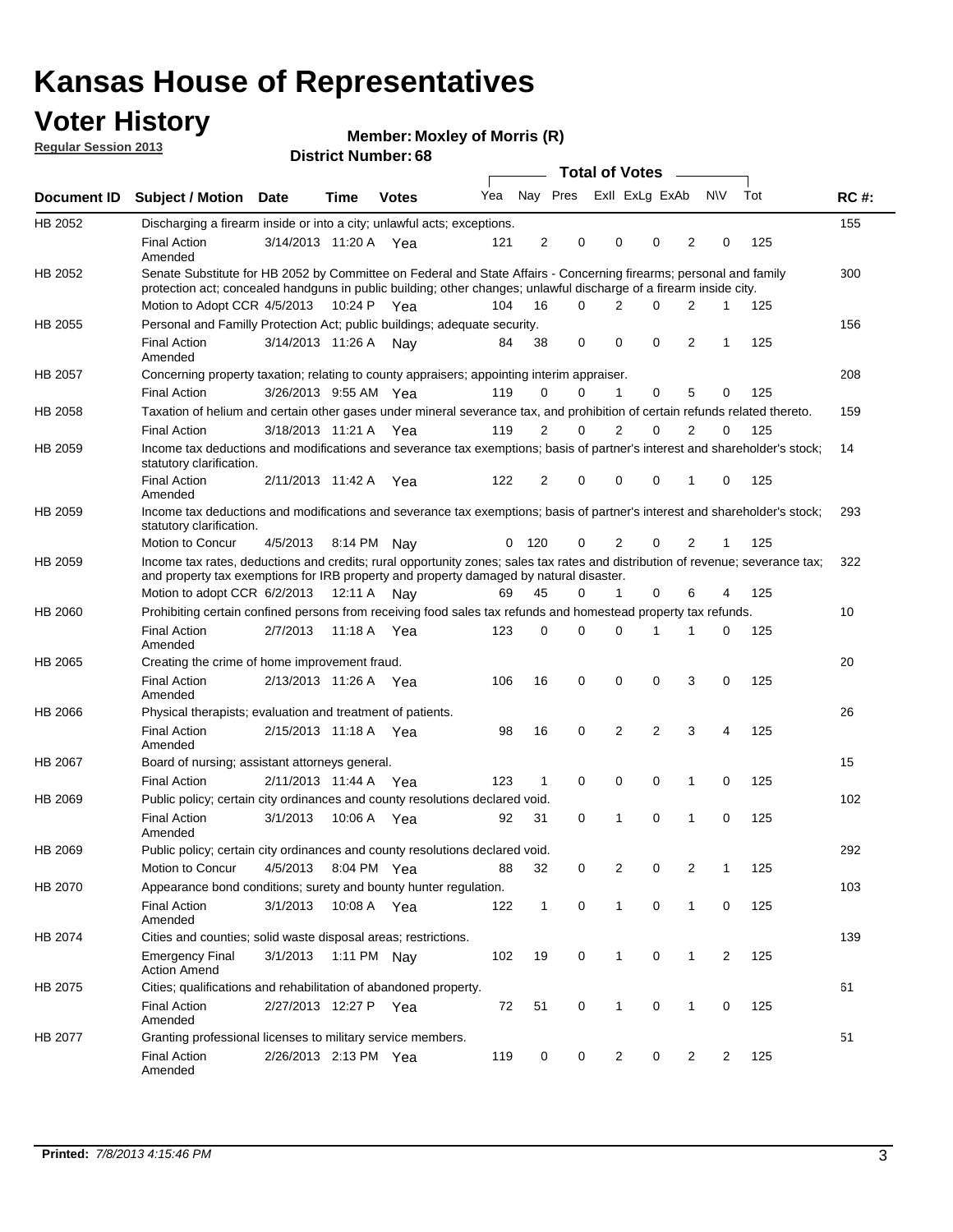# Kansas House of Representatives

## Voter History

**Regular Session 2013**

**Member: Moxley of Morris (R)**

**District Number: 68**

| Document ID | Subject / Motion | Date | Time | Votes | Yea | Nay | Pres | ExII | ExLg | ExAb | N\V | Tot | RC #: |
|---|---|---|---|---|---|---|---|---|---|---|---|---|---|
| HB 2052 | Discharging a firearm inside or into a city; unlawful acts; exceptions. | | | | | | | | | | | | 155 |
| | Final Action Amended | 3/14/2013 | 11:20 A | Yea | 121 | 2 | 0 | 0 | 0 | 2 | 0 | 125 | |
| HB 2052 | Senate Substitute for HB 2052 by Committee on Federal and State Affairs - Concerning firearms; personal and family protection act; concealed handguns in public building; other changes; unlawful discharge of a firearm inside city. | | | | | | | | | | | | 300 |
| | Motion to Adopt CCR | 4/5/2013 | 10:24 P | Yea | 104 | 16 | 0 | 2 | 0 | 2 | 1 | 125 | |
| HB 2055 | Personal and Familly Protection Act; public buildings; adequate security. | | | | | | | | | | | | 156 |
| | Final Action Amended | 3/14/2013 | 11:26 A | Nay | 84 | 38 | 0 | 0 | 0 | 2 | 1 | 125 | |
| HB 2057 | Concerning property taxation; relating to county appraisers; appointing interim appraiser. | | | | | | | | | | | | 208 |
| | Final Action | 3/26/2013 | 9:55 AM | Yea | 119 | 0 | 0 | 1 | 0 | 5 | 0 | 125 | |
| HB 2058 | Taxation of helium and certain other gases under mineral severance tax, and prohibition of certain refunds related thereto. | | | | | | | | | | | | 159 |
| | Final Action | 3/18/2013 | 11:21 A | Yea | 119 | 2 | 0 | 2 | 0 | 2 | 0 | 125 | |
| HB 2059 | Income tax deductions and modifications and severance tax exemptions; basis of partner's interest and shareholder's stock; statutory clarification. | | | | | | | | | | | | 14 |
| | Final Action Amended | 2/11/2013 | 11:42 A | Yea | 122 | 2 | 0 | 0 | 0 | 1 | 0 | 125 | |
| HB 2059 | Income tax deductions and modifications and severance tax exemptions; basis of partner's interest and shareholder's stock; statutory clarification. | | | | | | | | | | | | 293 |
| | Motion to Concur | 4/5/2013 | 8:14 PM | Nay | 0 | 120 | 0 | 2 | 0 | 2 | 1 | 125 | |
| HB 2059 | Income tax rates, deductions and credits; rural opportunity zones; sales tax rates and distribution of revenue; severance tax; and property tax exemptions for IRB property and property damaged by natural disaster. | | | | | | | | | | | | 322 |
| | Motion to adopt CCR | 6/2/2013 | 12:11 A | Nay | 69 | 45 | 0 | 1 | 0 | 6 | 4 | 125 | |
| HB 2060 | Prohibiting certain confined persons from receiving food sales tax refunds and homestead property tax refunds. | | | | | | | | | | | | 10 |
| | Final Action Amended | 2/7/2013 | 11:18 A | Yea | 123 | 0 | 0 | 0 | 1 | 1 | 0 | 125 | |
| HB 2065 | Creating the crime of home improvement fraud. | | | | | | | | | | | | 20 |
| | Final Action Amended | 2/13/2013 | 11:26 A | Yea | 106 | 16 | 0 | 0 | 0 | 3 | 0 | 125 | |
| HB 2066 | Physical therapists; evaluation and treatment of patients. | | | | | | | | | | | | 26 |
| | Final Action Amended | 2/15/2013 | 11:18 A | Yea | 98 | 16 | 0 | 2 | 2 | 3 | 4 | 125 | |
| HB 2067 | Board of nursing; assistant attorneys general. | | | | | | | | | | | | 15 |
| | Final Action | 2/11/2013 | 11:44 A | Yea | 123 | 1 | 0 | 0 | 0 | 1 | 0 | 125 | |
| HB 2069 | Public policy; certain city ordinances and county resolutions declared void. | | | | | | | | | | | | 102 |
| | Final Action Amended | 3/1/2013 | 10:06 A | Yea | 92 | 31 | 0 | 1 | 0 | 1 | 0 | 125 | |
| HB 2069 | Public policy; certain city ordinances and county resolutions declared void. | | | | | | | | | | | | 292 |
| | Motion to Concur | 4/5/2013 | 8:04 PM | Yea | 88 | 32 | 0 | 2 | 0 | 2 | 1 | 125 | |
| HB 2070 | Appearance bond conditions; surety and bounty hunter regulation. | | | | | | | | | | | | 103 |
| | Final Action Amended | 3/1/2013 | 10:08 A | Yea | 122 | 1 | 0 | 1 | 0 | 1 | 0 | 125 | |
| HB 2074 | Cities and counties; solid waste disposal areas; restrictions. | | | | | | | | | | | | 139 |
| | Emergency Final Action Amend | 3/1/2013 | 1:11 PM | Nay | 102 | 19 | 0 | 1 | 0 | 1 | 2 | 125 | |
| HB 2075 | Cities; qualifications and rehabilitation of abandoned property. | | | | | | | | | | | | 61 |
| | Final Action Amended | 2/27/2013 | 12:27 P | Yea | 72 | 51 | 0 | 1 | 0 | 1 | 0 | 125 | |
| HB 2077 | Granting professional licenses to military service members. | | | | | | | | | | | | 51 |
| | Final Action Amended | 2/26/2013 | 2:13 PM | Yea | 119 | 0 | 0 | 2 | 0 | 2 | 2 | 125 | |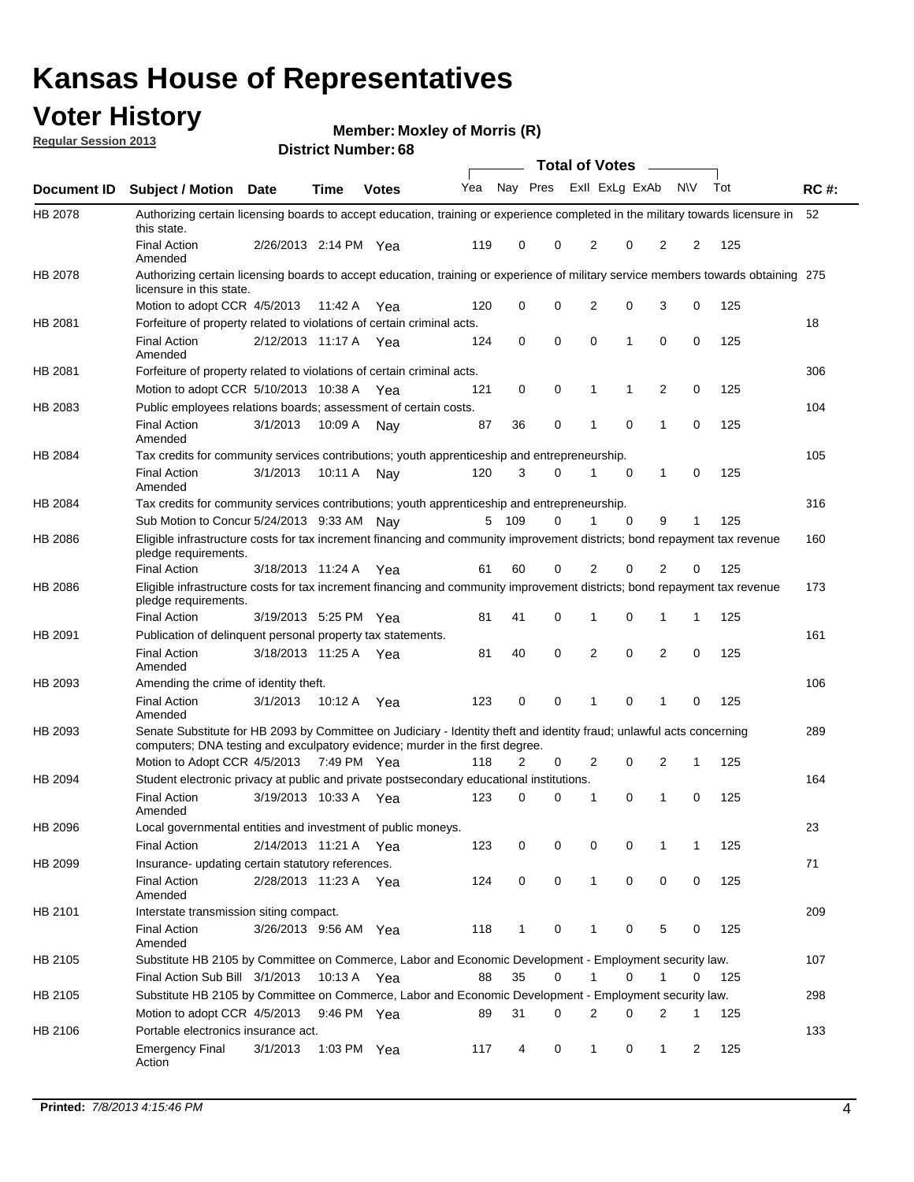# Kansas House of Representatives

## Voter History

**Regular Session 2013**

**Member: Moxley of Morris (R)**

**District Number: 68**

| Document ID | Subject / Motion | Date | Time | Votes | Yea | Nay | Pres | ExII | ExLg | ExAb | N\V | Tot | RC #: |
|---|---|---|---|---|---|---|---|---|---|---|---|---|---|
| HB 2078 | Authorizing certain licensing boards to accept education, training or experience completed in the military towards licensure in this state. | | | | | | | | | | | | 52 |
| | Final Action Amended | 2/26/2013 | 2:14 PM | Yea | 119 | 0 | 0 | 2 | 0 | 2 | 2 | 125 | |
| HB 2078 | Authorizing certain licensing boards to accept education, training or experience of military service members towards obtaining licensure in this state. | | | | | | | | | | | | 275 |
| | Motion to adopt CCR | 4/5/2013 | 11:42 A | Yea | 120 | 0 | 0 | 2 | 0 | 3 | 0 | 125 | |
| HB 2081 | Forfeiture of property related to violations of certain criminal acts. | | | | | | | | | | | | 18 |
| | Final Action Amended | 2/12/2013 | 11:17 A | Yea | 124 | 0 | 0 | 0 | 1 | 0 | 0 | 125 | |
| HB 2081 | Forfeiture of property related to violations of certain criminal acts. | | | | | | | | | | | | 306 |
| | Motion to adopt CCR | 5/10/2013 | 10:38 A | Yea | 121 | 0 | 0 | 1 | 1 | 2 | 0 | 125 | |
| HB 2083 | Public employees relations boards; assessment of certain costs. | | | | | | | | | | | | 104 |
| | Final Action Amended | 3/1/2013 | 10:09 A | Nay | 87 | 36 | 0 | 1 | 0 | 1 | 0 | 125 | |
| HB 2084 | Tax credits for community services contributions; youth apprenticeship and entrepreneurship. | | | | | | | | | | | | 105 |
| | Final Action Amended | 3/1/2013 | 10:11 A | Nay | 120 | 3 | 0 | 1 | 0 | 1 | 0 | 125 | |
| HB 2084 | Tax credits for community services contributions; youth apprenticeship and entrepreneurship. | | | | | | | | | | | | 316 |
| | Sub Motion to Concur | 5/24/2013 | 9:33 AM | Nay | 5 | 109 | 0 | 1 | 0 | 9 | 1 | 125 | |
| HB 2086 | Eligible infrastructure costs for tax increment financing and community improvement districts; bond repayment tax revenue pledge requirements. | | | | | | | | | | | | 160 |
| | Final Action | 3/18/2013 | 11:24 A | Yea | 61 | 60 | 0 | 2 | 0 | 2 | 0 | 125 | |
| HB 2086 | Eligible infrastructure costs for tax increment financing and community improvement districts; bond repayment tax revenue pledge requirements. | | | | | | | | | | | | 173 |
| | Final Action | 3/19/2013 | 5:25 PM | Yea | 81 | 41 | 0 | 1 | 0 | 1 | 1 | 125 | |
| HB 2091 | Publication of delinquent personal property tax statements. | | | | | | | | | | | | 161 |
| | Final Action Amended | 3/18/2013 | 11:25 A | Yea | 81 | 40 | 0 | 2 | 0 | 2 | 0 | 125 | |
| HB 2093 | Amending the crime of identity theft. | | | | | | | | | | | | 106 |
| | Final Action Amended | 3/1/2013 | 10:12 A | Yea | 123 | 0 | 0 | 1 | 0 | 1 | 0 | 125 | |
| HB 2093 | Senate Substitute for HB 2093 by Committee on Judiciary - Identity theft and identity fraud; unlawful acts concerning computers; DNA testing and exculpatory evidence; murder in the first degree. | | | | | | | | | | | | 289 |
| | Motion to Adopt CCR | 4/5/2013 | 7:49 PM | Yea | 118 | 2 | 0 | 2 | 0 | 2 | 1 | 125 | |
| HB 2094 | Student electronic privacy at public and private postsecondary educational institutions. | | | | | | | | | | | | 164 |
| | Final Action Amended | 3/19/2013 | 10:33 A | Yea | 123 | 0 | 0 | 1 | 0 | 1 | 0 | 125 | |
| HB 2096 | Local governmental entities and investment of public moneys. | | | | | | | | | | | | 23 |
| | Final Action | 2/14/2013 | 11:21 A | Yea | 123 | 0 | 0 | 0 | 0 | 1 | 1 | 125 | |
| HB 2099 | Insurance- updating certain statutory references. | | | | | | | | | | | | 71 |
| | Final Action Amended | 2/28/2013 | 11:23 A | Yea | 124 | 0 | 0 | 1 | 0 | 0 | 0 | 125 | |
| HB 2101 | Interstate transmission siting compact. | | | | | | | | | | | | 209 |
| | Final Action Amended | 3/26/2013 | 9:56 AM | Yea | 118 | 1 | 0 | 1 | 0 | 5 | 0 | 125 | |
| HB 2105 | Substitute HB 2105 by Committee on Commerce, Labor and Economic Development - Employment security law. | | | | | | | | | | | | 107 |
| | Final Action Sub Bill | 3/1/2013 | 10:13 A | Yea | 88 | 35 | 0 | 1 | 0 | 1 | 0 | 125 | |
| HB 2105 | Substitute HB 2105 by Committee on Commerce, Labor and Economic Development - Employment security law. | | | | | | | | | | | | 298 |
| | Motion to adopt CCR | 4/5/2013 | 9:46 PM | Yea | 89 | 31 | 0 | 2 | 0 | 2 | 1 | 125 | |
| HB 2106 | Portable electronics insurance act. | | | | | | | | | | | | 133 |
| | Emergency Final Action | 3/1/2013 | 1:03 PM | Yea | 117 | 4 | 0 | 1 | 0 | 1 | 2 | 125 | |

**Printed:** *7/8/2013 4:15:46 PM*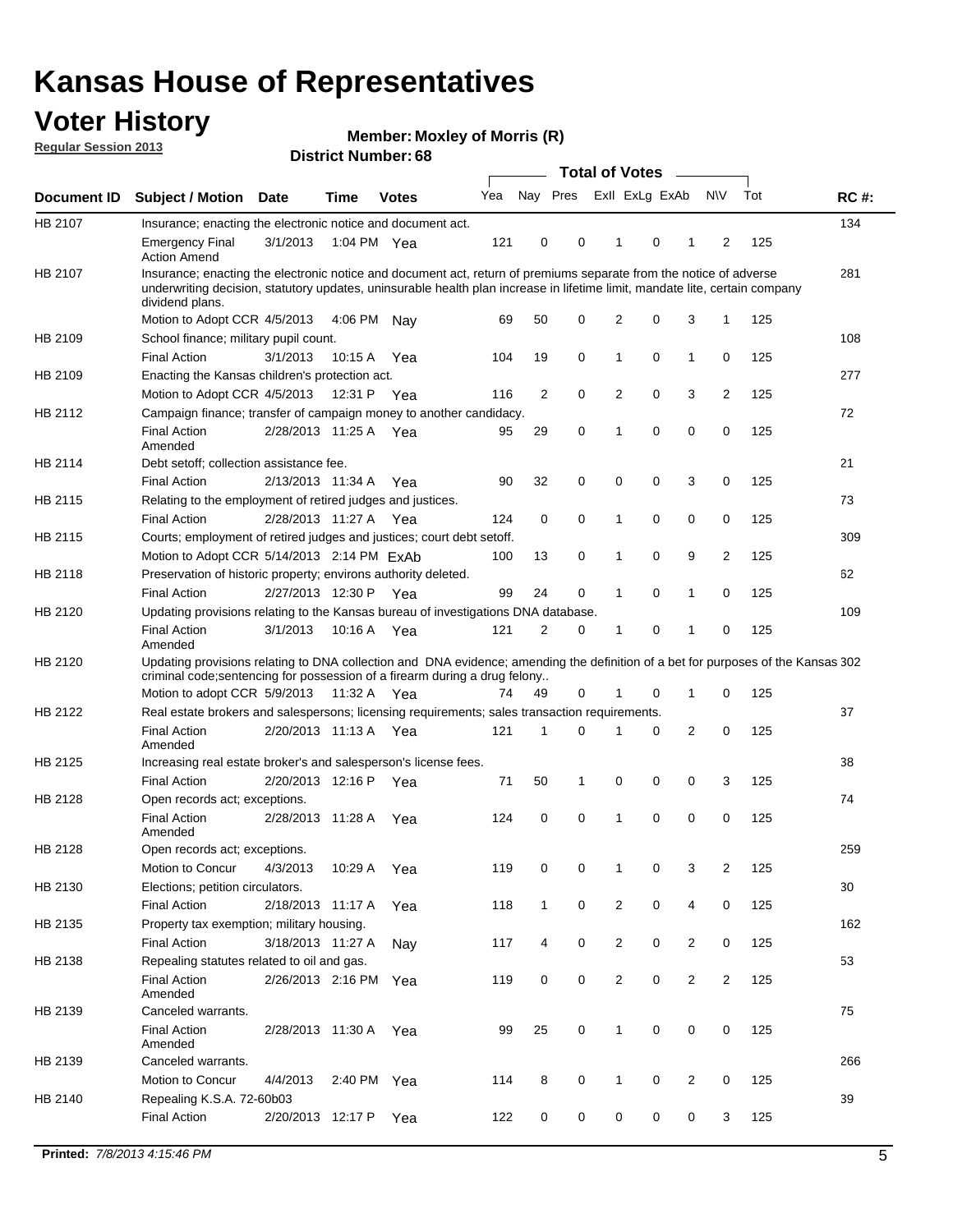# Kansas House of Representatives

## Voter History

**Regular Session 2013**

**Member: Moxley of Morris (R)**

**District Number: 68**

| Document ID | Subject / Motion | Date | Time | Votes | Yea | Nay | Pres | ExII | ExLg | ExAb | N\V | Tot | RC #: |
|---|---|---|---|---|---|---|---|---|---|---|---|---|---|
| HB 2107 | Insurance; enacting the electronic notice and document act. | | | | | | | | | | | | 134 |
| | Emergency Final Action Amend | 3/1/2013 | 1:04 PM | Yea | 121 | 0 | 0 | 1 | 0 | 1 | 2 | 125 | |
| HB 2107 | Insurance; enacting the electronic notice and document act, return of premiums separate from the notice of adverse underwriting decision, statutory updates, uninsurable health plan increase in lifetime limit, mandate lite, certain company dividend plans. | | | | | | | | | | | | 281 |
| | Motion to Adopt CCR | 4/5/2013 | 4:06 PM | Nay | 69 | 50 | 0 | 2 | 0 | 3 | 1 | 125 | |
| HB 2109 | School finance; military pupil count. | | | | | | | | | | | | 108 |
| | Final Action | 3/1/2013 | 10:15 A | Yea | 104 | 19 | 0 | 1 | 0 | 1 | 0 | 125 | |
| HB 2109 | Enacting the Kansas children's protection act. | | | | | | | | | | | | 277 |
| | Motion to Adopt CCR | 4/5/2013 | 12:31 P | Yea | 116 | 2 | 0 | 2 | 0 | 3 | 2 | 125 | |
| HB 2112 | Campaign finance; transfer of campaign money to another candidacy. | | | | | | | | | | | | 72 |
| | Final Action Amended | 2/28/2013 | 11:25 A | Yea | 95 | 29 | 0 | 1 | 0 | 0 | 0 | 125 | |
| HB 2114 | Debt setoff; collection assistance fee. | | | | | | | | | | | | 21 |
| | Final Action | 2/13/2013 | 11:34 A | Yea | 90 | 32 | 0 | 0 | 0 | 3 | 0 | 125 | |
| HB 2115 | Relating to the employment of retired judges and justices. | | | | | | | | | | | | 73 |
| | Final Action | 2/28/2013 | 11:27 A | Yea | 124 | 0 | 0 | 1 | 0 | 0 | 0 | 125 | |
| HB 2115 | Courts; employment of retired judges and justices; court debt setoff. | | | | | | | | | | | | 309 |
| | Motion to Adopt CCR | 5/14/2013 | 2:14 PM | ExAb | 100 | 13 | 0 | 1 | 0 | 9 | 2 | 125 | |
| HB 2118 | Preservation of historic property; environs authority deleted. | | | | | | | | | | | | 62 |
| | Final Action | 2/27/2013 | 12:30 P | Yea | 99 | 24 | 0 | 1 | 0 | 1 | 0 | 125 | |
| HB 2120 | Updating provisions relating to the Kansas bureau of investigations DNA database. | | | | | | | | | | | | 109 |
| | Final Action Amended | 3/1/2013 | 10:16 A | Yea | 121 | 2 | 0 | 1 | 0 | 1 | 0 | 125 | |
| HB 2120 | Updating provisions relating to DNA collection and DNA evidence; amending the definition of a bet for purposes of the Kansas criminal code;sentencing for possession of a firearm during a drug felony.. | | | | | | | | | | | | 302 |
| | Motion to adopt CCR | 5/9/2013 | 11:32 A | Yea | 74 | 49 | 0 | 1 | 0 | 1 | 0 | 125 | |
| HB 2122 | Real estate brokers and salespersons; licensing requirements; sales transaction requirements. | | | | | | | | | | | | 37 |
| | Final Action Amended | 2/20/2013 | 11:13 A | Yea | 121 | 1 | 0 | 1 | 0 | 2 | 0 | 125 | |
| HB 2125 | Increasing real estate broker's and salesperson's license fees. | | | | | | | | | | | | 38 |
| | Final Action | 2/20/2013 | 12:16 P | Yea | 71 | 50 | 1 | 0 | 0 | 0 | 3 | 125 | |
| HB 2128 | Open records act; exceptions. | | | | | | | | | | | | 74 |
| | Final Action Amended | 2/28/2013 | 11:28 A | Yea | 124 | 0 | 0 | 1 | 0 | 0 | 0 | 125 | |
| HB 2128 | Open records act; exceptions. | | | | | | | | | | | | 259 |
| | Motion to Concur | 4/3/2013 | 10:29 A | Yea | 119 | 0 | 0 | 1 | 0 | 3 | 2 | 125 | |
| HB 2130 | Elections; petition circulators. | | | | | | | | | | | | 30 |
| | Final Action | 2/18/2013 | 11:17 A | Yea | 118 | 1 | 0 | 2 | 0 | 4 | 0 | 125 | |
| HB 2135 | Property tax exemption; military housing. | | | | | | | | | | | | 162 |
| | Final Action | 3/18/2013 | 11:27 A | Nay | 117 | 4 | 0 | 2 | 0 | 2 | 0 | 125 | |
| HB 2138 | Repealing statutes related to oil and gas. | | | | | | | | | | | | 53 |
| | Final Action Amended | 2/26/2013 | 2:16 PM | Yea | 119 | 0 | 0 | 2 | 0 | 2 | 2 | 125 | |
| HB 2139 | Canceled warrants. | | | | | | | | | | | | 75 |
| | Final Action Amended | 2/28/2013 | 11:30 A | Yea | 99 | 25 | 0 | 1 | 0 | 0 | 0 | 125 | |
| HB 2139 | Canceled warrants. | | | | | | | | | | | | 266 |
| | Motion to Concur | 4/4/2013 | 2:40 PM | Yea | 114 | 8 | 0 | 1 | 0 | 2 | 0 | 125 | |
| HB 2140 | Repealing K.S.A. 72-60b03 | | | | | | | | | | | | 39 |
| | Final Action | 2/20/2013 | 12:17 P | Yea | 122 | 0 | 0 | 0 | 0 | 0 | 3 | 125 | |

**Printed:** *7/8/2013 4:15:46 PM*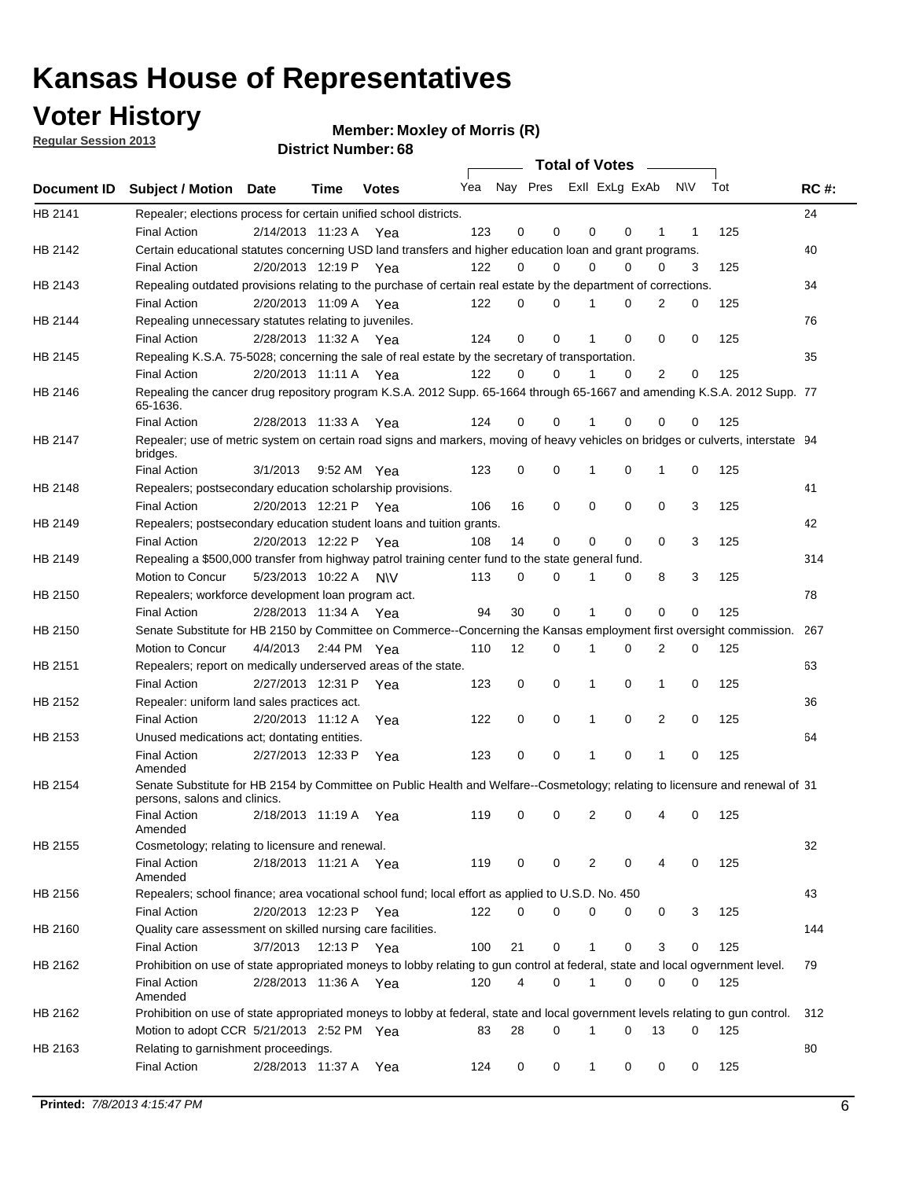# Kansas House of Representatives

## Voter History

**Regular Session 2013**

**Member: Moxley of Morris (R)**

**District Number: 68**

| Document ID | Subject / Motion | Date | Time | Votes | Yea | Nay | Pres | ExII | ExLg | ExAb | N\V | Tot | RC #: |
|---|---|---|---|---|---|---|---|---|---|---|---|---|---|
| HB 2141 | Repealer; elections process for certain unified school districts. | | | | | | | | | | | | 24 |
| | Final Action | 2/14/2013 | 11:23 A | Yea | 123 | 0 | 0 | 0 | 0 | 1 | 1 | 125 | |
| HB 2142 | Certain educational statutes concerning USD land transfers and higher education loan and grant programs. | | | | | | | | | | | | 40 |
| | Final Action | 2/20/2013 | 12:19 P | Yea | 122 | 0 | 0 | 0 | 0 | 0 | 3 | 125 | |
| HB 2143 | Repealing outdated provisions relating to the purchase of certain real estate by the department of corrections. | | | | | | | | | | | | 34 |
| | Final Action | 2/20/2013 | 11:09 A | Yea | 122 | 0 | 0 | 1 | 0 | 2 | 0 | 125 | |
| HB 2144 | Repealing unnecessary statutes relating to juveniles. | | | | | | | | | | | | 76 |
| | Final Action | 2/28/2013 | 11:32 A | Yea | 124 | 0 | 0 | 1 | 0 | 0 | 0 | 125 | |
| HB 2145 | Repealing K.S.A. 75-5028; concerning the sale of real estate by the secretary of transportation. | | | | | | | | | | | | 35 |
| | Final Action | 2/20/2013 | 11:11 A | Yea | 122 | 0 | 0 | 1 | 0 | 2 | 0 | 125 | |
| HB 2146 | Repealing the cancer drug repository program K.S.A. 2012 Supp. 65-1664 through 65-1667 and amending K.S.A. 2012 Supp. 65-1636. | | | | | | | | | | | | 77 |
| | Final Action | 2/28/2013 | 11:33 A | Yea | 124 | 0 | 0 | 1 | 0 | 0 | 0 | 125 | |
| HB 2147 | Repealer; use of metric system on certain road signs and markers, moving of heavy vehicles on bridges or culverts, interstate bridges. | | | | | | | | | | | | 94 |
| | Final Action | 3/1/2013 | 9:52 AM | Yea | 123 | 0 | 0 | 1 | 0 | 1 | 0 | 125 | |
| HB 2148 | Repealers; postsecondary education scholarship provisions. | | | | | | | | | | | | 41 |
| | Final Action | 2/20/2013 | 12:21 P | Yea | 106 | 16 | 0 | 0 | 0 | 0 | 3 | 125 | |
| HB 2149 | Repealers; postsecondary education student loans and tuition grants. | | | | | | | | | | | | 42 |
| | Final Action | 2/20/2013 | 12:22 P | Yea | 108 | 14 | 0 | 0 | 0 | 0 | 3 | 125 | |
| HB 2149 | Repealing a $500,000 transfer from highway patrol training center fund to the state general fund. | | | | | | | | | | | | 314 |
| | Motion to Concur | 5/23/2013 | 10:22 A | N\V | 113 | 0 | 0 | 1 | 0 | 8 | 3 | 125 | |
| HB 2150 | Repealers; workforce development loan program act. | | | | | | | | | | | | 78 |
| | Final Action | 2/28/2013 | 11:34 A | Yea | 94 | 30 | 0 | 1 | 0 | 0 | 0 | 125 | |
| HB 2150 | Senate Substitute for HB 2150 by Committee on Commerce--Concerning the Kansas employment first oversight commission. | | | | | | | | | | | | 267 |
| | Motion to Concur | 4/4/2013 | 2:44 PM | Yea | 110 | 12 | 0 | 1 | 0 | 2 | 0 | 125 | |
| HB 2151 | Repealers; report on medically underserved areas of the state. | | | | | | | | | | | | 63 |
| | Final Action | 2/27/2013 | 12:31 P | Yea | 123 | 0 | 0 | 1 | 0 | 1 | 0 | 125 | |
| HB 2152 | Repealer: uniform land sales practices act. | | | | | | | | | | | | 36 |
| | Final Action | 2/20/2013 | 11:12 A | Yea | 122 | 0 | 0 | 1 | 0 | 2 | 0 | 125 | |
| HB 2153 | Unused medications act; dontating entities. | | | | | | | | | | | | 64 |
| | Final Action Amended | 2/27/2013 | 12:33 P | Yea | 123 | 0 | 0 | 1 | 0 | 1 | 0 | 125 | |
| HB 2154 | Senate Substitute for HB 2154 by Committee on Public Health and Welfare--Cosmetology; relating to licensure and renewal of persons, salons and clinics. | | | | | | | | | | | | 31 |
| | Final Action Amended | 2/18/2013 | 11:19 A | Yea | 119 | 0 | 0 | 2 | 0 | 4 | 0 | 125 | |
| HB 2155 | Cosmetology; relating to licensure and renewal. | | | | | | | | | | | | 32 |
| | Final Action Amended | 2/18/2013 | 11:21 A | Yea | 119 | 0 | 0 | 2 | 0 | 4 | 0 | 125 | |
| HB 2156 | Repealers; school finance; area vocational school fund; local effort as applied to U.S.D. No. 450 | | | | | | | | | | | | 43 |
| | Final Action | 2/20/2013 | 12:23 P | Yea | 122 | 0 | 0 | 0 | 0 | 0 | 3 | 125 | |
| HB 2160 | Quality care assessment on skilled nursing care facilities. | | | | | | | | | | | | 144 |
| | Final Action | 3/7/2013 | 12:13 P | Yea | 100 | 21 | 0 | 1 | 0 | 3 | 0 | 125 | |
| HB 2162 | Prohibition on use of state appropriated moneys to lobby relating to gun control at federal, state and local ogvernment level. | | | | | | | | | | | | 79 |
| | Final Action Amended | 2/28/2013 | 11:36 A | Yea | 120 | 4 | 0 | 1 | 0 | 0 | 0 | 125 | |
| HB 2162 | Prohibition on use of state appropriated moneys to lobby at federal, state and local government levels relating to gun control. | | | | | | | | | | | | 312 |
| | Motion to adopt CCR | 5/21/2013 | 2:52 PM | Yea | 83 | 28 | 0 | 1 | 0 | 13 | 0 | 125 | |
| HB 2163 | Relating to garnishment proceedings. | | | | | | | | | | | | 80 |
| | Final Action | 2/28/2013 | 11:37 A | Yea | 124 | 0 | 0 | 1 | 0 | 0 | 0 | 125 | |

**Printed:** *7/8/2013 4:15:47 PM*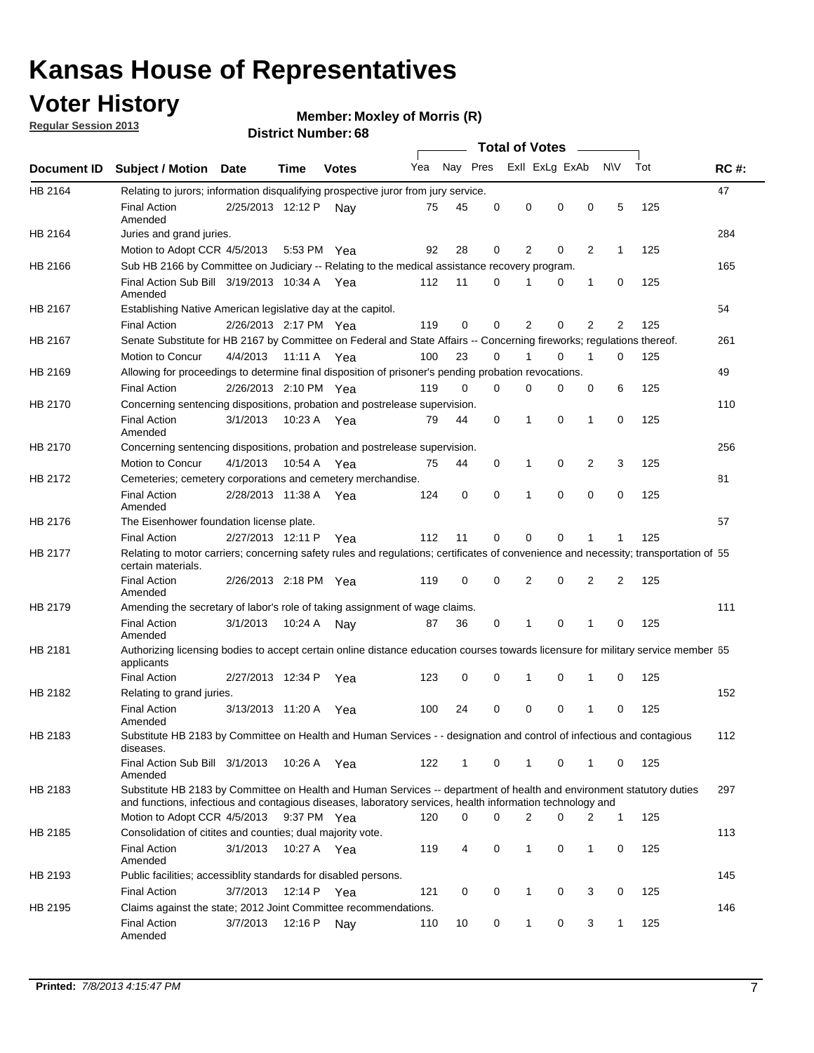# Kansas House of Representatives

## Voter History

**Regular Session 2013**

**Member: Moxley of Morris (R)**

**District Number: 68**

| Document ID | Subject / Motion | Date | Time | Votes | Yea | Nay | Pres | ExII | ExLg | ExAb | N\V | Tot | RC #: |
|---|---|---|---|---|---|---|---|---|---|---|---|---|---|
| HB 2164 | Relating to jurors; information disqualifying prospective juror from jury service. | | | | | | | | | | | | 47 |
| | Final Action Amended | 2/25/2013 | 12:12 P | Nay | 75 | 45 | 0 | 0 | 0 | 0 | 5 | 125 | |
| HB 2164 | Juries and grand juries. | | | | | | | | | | | | 284 |
| | Motion to Adopt CCR | 4/5/2013 | 5:53 PM | Yea | 92 | 28 | 0 | 2 | 0 | 2 | 1 | 125 | |
| HB 2166 | Sub HB 2166 by Committee on Judiciary -- Relating to the medical assistance recovery program. | | | | | | | | | | | | 165 |
| | Final Action Sub Bill Amended | 3/19/2013 | 10:34 A | Yea | 112 | 11 | 0 | 1 | 0 | 1 | 0 | 125 | |
| HB 2167 | Establishing Native American legislative day at the capitol. | | | | | | | | | | | | 54 |
| | Final Action | 2/26/2013 | 2:17 PM | Yea | 119 | 0 | 0 | 2 | 0 | 2 | 2 | 125 | |
| HB 2167 | Senate Substitute for HB 2167 by Committee on Federal and State Affairs -- Concerning fireworks; regulations thereof. | | | | | | | | | | | | 261 |
| | Motion to Concur | 4/4/2013 | 11:11 A | Yea | 100 | 23 | 0 | 1 | 0 | 1 | 0 | 125 | |
| HB 2169 | Allowing for proceedings to determine final disposition of prisoner's pending probation revocations. | | | | | | | | | | | | 49 |
| | Final Action | 2/26/2013 | 2:10 PM | Yea | 119 | 0 | 0 | 0 | 0 | 0 | 6 | 125 | |
| HB 2170 | Concerning sentencing dispositions, probation and postrelease supervision. | | | | | | | | | | | | 110 |
| | Final Action Amended | 3/1/2013 | 10:23 A | Yea | 79 | 44 | 0 | 1 | 0 | 1 | 0 | 125 | |
| HB 2170 | Concerning sentencing dispositions, probation and postrelease supervision. | | | | | | | | | | | | 256 |
| | Motion to Concur | 4/1/2013 | 10:54 A | Yea | 75 | 44 | 0 | 1 | 0 | 2 | 3 | 125 | |
| HB 2172 | Cemeteries; cemetery corporations and cemetery merchandise. | | | | | | | | | | | | 81 |
| | Final Action Amended | 2/28/2013 | 11:38 A | Yea | 124 | 0 | 0 | 1 | 0 | 0 | 0 | 125 | |
| HB 2176 | The Eisenhower foundation license plate. | | | | | | | | | | | | 57 |
| | Final Action | 2/27/2013 | 12:11 P | Yea | 112 | 11 | 0 | 0 | 0 | 1 | 1 | 125 | |
| HB 2177 | Relating to motor carriers; concerning safety rules and regulations; certificates of convenience and necessity; transportation of certain materials. | | | | | | | | | | | | 55 |
| | Final Action Amended | 2/26/2013 | 2:18 PM | Yea | 119 | 0 | 0 | 2 | 0 | 2 | 2 | 125 | |
| HB 2179 | Amending the secretary of labor's role of taking assignment of wage claims. | | | | | | | | | | | | 111 |
| | Final Action Amended | 3/1/2013 | 10:24 A | Nay | 87 | 36 | 0 | 1 | 0 | 1 | 0 | 125 | |
| HB 2181 | Authorizing licensing bodies to accept certain online distance education courses towards licensure for military service member applicants | | | | | | | | | | | | 65 |
| | Final Action | 2/27/2013 | 12:34 P | Yea | 123 | 0 | 0 | 1 | 0 | 1 | 0 | 125 | |
| HB 2182 | Relating to grand juries. | | | | | | | | | | | | 152 |
| | Final Action Amended | 3/13/2013 | 11:20 A | Yea | 100 | 24 | 0 | 0 | 0 | 1 | 0 | 125 | |
| HB 2183 | Substitute HB 2183 by Committee on Health and Human Services - - designation and control of infectious and contagious diseases. | | | | | | | | | | | | 112 |
| | Final Action Sub Bill Amended | 3/1/2013 | 10:26 A | Yea | 122 | 1 | 0 | 1 | 0 | 1 | 0 | 125 | |
| HB 2183 | Substitute HB 2183 by Committee on Health and Human Services -- department of health and environment statutory duties and functions, infectious and contagious diseases, laboratory services, health information technology and | | | | | | | | | | | | 297 |
| | Motion to Adopt CCR | 4/5/2013 | 9:37 PM | Yea | 120 | 0 | 0 | 2 | 0 | 2 | 1 | 125 | |
| HB 2185 | Consolidation of citites and counties; dual majority vote. | | | | | | | | | | | | 113 |
| | Final Action Amended | 3/1/2013 | 10:27 A | Yea | 119 | 4 | 0 | 1 | 0 | 1 | 0 | 125 | |
| HB 2193 | Public facilities; accessiblity standards for disabled persons. | | | | | | | | | | | | 145 |
| | Final Action | 3/7/2013 | 12:14 P | Yea | 121 | 0 | 0 | 1 | 0 | 3 | 0 | 125 | |
| HB 2195 | Claims against the state; 2012 Joint Committee recommendations. | | | | | | | | | | | | 146 |
| | Final Action Amended | 3/7/2013 | 12:16 P | Nay | 110 | 10 | 0 | 1 | 0 | 3 | 1 | 125 | |

**Printed:** *7/8/2013 4:15:47 PM*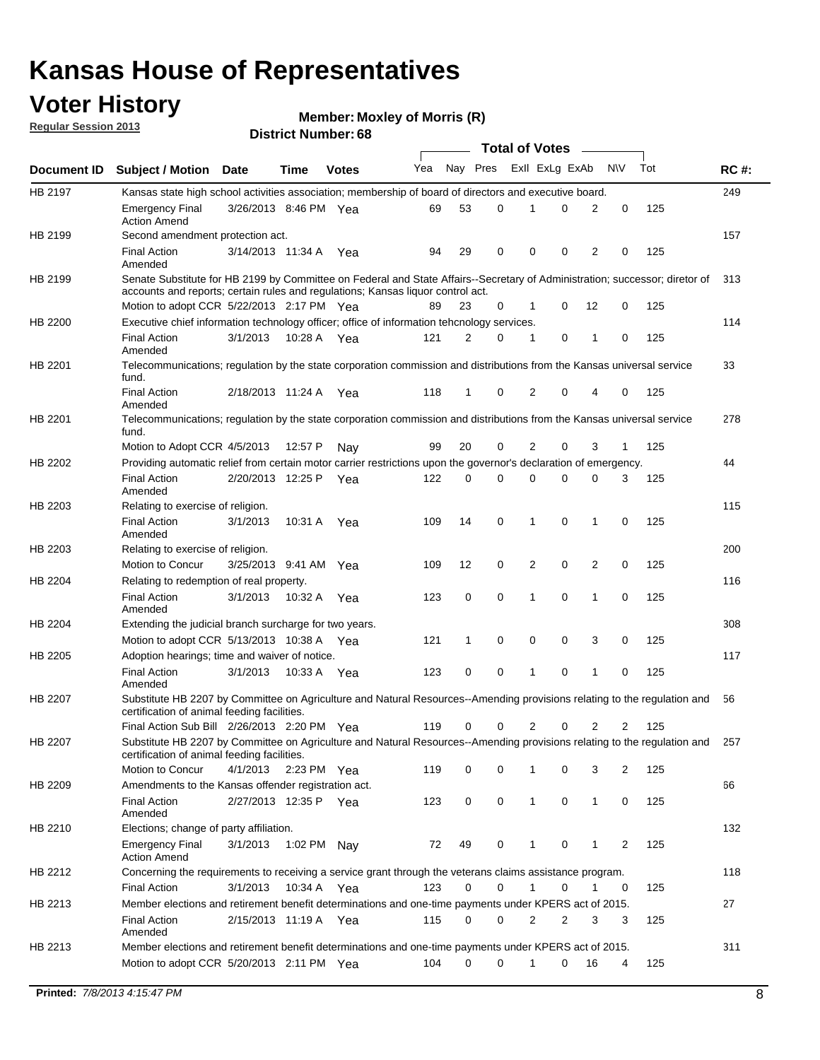# Kansas House of Representatives

## Voter History

**Regular Session 2013**

**Member: Moxley of Morris (R)**

**District Number: 68**

| Document ID | Subject / Motion | Date | Time | Votes | Yea | Nay | Pres | ExII | ExLg | ExAb | N\V | Tot | RC #: |
|---|---|---|---|---|---|---|---|---|---|---|---|---|---|
| HB 2197 | Kansas state high school activities association; membership of board of directors and executive board. | | | | | | | | | | | | 249 |
| | Emergency Final Action Amend | 3/26/2013 | 8:46 PM | Yea | 69 | 53 | 0 | 1 | 0 | 2 | 0 | 125 | |
| HB 2199 | Second amendment protection act. | | | | | | | | | | | | 157 |
| | Final Action Amended | 3/14/2013 | 11:34 A | Yea | 94 | 29 | 0 | 0 | 0 | 2 | 0 | 125 | |
| HB 2199 | Senate Substitute for HB 2199 by Committee on Federal and State Affairs--Secretary of Administration; successor; diretor of accounts and reports; certain rules and regulations; Kansas liquor control act. | | | | | | | | | | | | 313 |
| | Motion to adopt CCR | 5/22/2013 | 2:17 PM | Yea | 89 | 23 | 0 | 1 | 0 | 12 | 0 | 125 | |
| HB 2200 | Executive chief information technology officer; office of information tehcnology services. | | | | | | | | | | | | 114 |
| | Final Action Amended | 3/1/2013 | 10:28 A | Yea | 121 | 2 | 0 | 1 | 0 | 1 | 0 | 125 | |
| HB 2201 | Telecommunications; regulation by the state corporation commission and distributions from the Kansas universal service fund. | | | | | | | | | | | | 33 |
| | Final Action Amended | 2/18/2013 | 11:24 A | Yea | 118 | 1 | 0 | 2 | 0 | 4 | 0 | 125 | |
| HB 2201 | Telecommunications; regulation by the state corporation commission and distributions from the Kansas universal service fund. | | | | | | | | | | | | 278 |
| | Motion to Adopt CCR | 4/5/2013 | 12:57 P | Nay | 99 | 20 | 0 | 2 | 0 | 3 | 1 | 125 | |
| HB 2202 | Providing automatic relief from certain motor carrier restrictions upon the governor's declaration of emergency. | | | | | | | | | | | | 44 |
| | Final Action Amended | 2/20/2013 | 12:25 P | Yea | 122 | 0 | 0 | 0 | 0 | 0 | 3 | 125 | |
| HB 2203 | Relating to exercise of religion. | | | | | | | | | | | | 115 |
| | Final Action Amended | 3/1/2013 | 10:31 A | Yea | 109 | 14 | 0 | 1 | 0 | 1 | 0 | 125 | |
| HB 2203 | Relating to exercise of religion. | | | | | | | | | | | | 200 |
| | Motion to Concur | 3/25/2013 | 9:41 AM | Yea | 109 | 12 | 0 | 2 | 0 | 2 | 0 | 125 | |
| HB 2204 | Relating to redemption of real property. | | | | | | | | | | | | 116 |
| | Final Action Amended | 3/1/2013 | 10:32 A | Yea | 123 | 0 | 0 | 1 | 0 | 1 | 0 | 125 | |
| HB 2204 | Extending the judicial branch surcharge for two years. | | | | | | | | | | | | 308 |
| | Motion to adopt CCR | 5/13/2013 | 10:38 A | Yea | 121 | 1 | 0 | 0 | 0 | 3 | 0 | 125 | |
| HB 2205 | Adoption hearings; time and waiver of notice. | | | | | | | | | | | | 117 |
| | Final Action Amended | 3/1/2013 | 10:33 A | Yea | 123 | 0 | 0 | 1 | 0 | 1 | 0 | 125 | |
| HB 2207 | Substitute HB 2207 by Committee on Agriculture and Natural Resources--Amending provisions relating to the regulation and certification of animal feeding facilities. | | | | | | | | | | | | 56 |
| | Final Action Sub Bill | 2/26/2013 | 2:20 PM | Yea | 119 | 0 | 0 | 2 | 0 | 2 | 2 | 125 | |
| HB 2207 | Substitute HB 2207 by Committee on Agriculture and Natural Resources--Amending provisions relating to the regulation and certification of animal feeding facilities. | | | | | | | | | | | | 257 |
| | Motion to Concur | 4/1/2013 | 2:23 PM | Yea | 119 | 0 | 0 | 1 | 0 | 3 | 2 | 125 | |
| HB 2209 | Amendments to the Kansas offender registration act. | | | | | | | | | | | | 66 |
| | Final Action Amended | 2/27/2013 | 12:35 P | Yea | 123 | 0 | 0 | 1 | 0 | 1 | 0 | 125 | |
| HB 2210 | Elections; change of party affiliation. | | | | | | | | | | | | 132 |
| | Emergency Final Action Amend | 3/1/2013 | 1:02 PM | Nay | 72 | 49 | 0 | 1 | 0 | 1 | 2 | 125 | |
| HB 2212 | Concerning the requirements to receiving a service grant through the veterans claims assistance program. | | | | | | | | | | | | 118 |
| | Final Action | 3/1/2013 | 10:34 A | Yea | 123 | 0 | 0 | 1 | 0 | 1 | 0 | 125 | |
| HB 2213 | Member elections and retirement benefit determinations and one-time payments under KPERS act of 2015. | | | | | | | | | | | | 27 |
| | Final Action Amended | 2/15/2013 | 11:19 A | Yea | 115 | 0 | 0 | 2 | 2 | 3 | 3 | 125 | |
| HB 2213 | Member elections and retirement benefit determinations and one-time payments under KPERS act of 2015. | | | | | | | | | | | | 311 |
| | Motion to adopt CCR | 5/20/2013 | 2:11 PM | Yea | 104 | 0 | 0 | 1 | 0 | 16 | 4 | 125 | |

**Printed:** *7/8/2013 4:15:47 PM*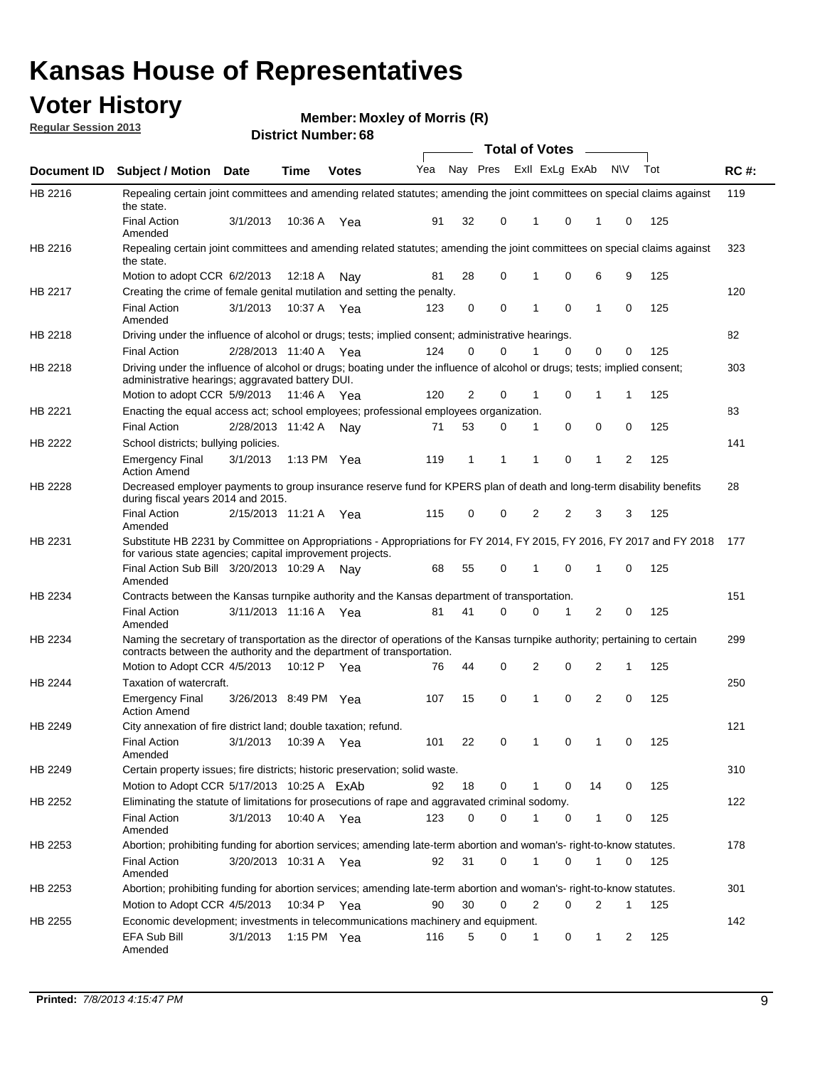# Kansas House of Representatives

## Voter History

**Regular Session 2013**

**Member: Moxley of Morris (R)**

**District Number: 68**

| Document ID | Subject / Motion | Date | Time | Votes | Yea | Nay | Pres | ExII | ExLg | ExAb | N\V | Tot | RC #: |
|---|---|---|---|---|---|---|---|---|---|---|---|---|---|
| HB 2216 | Repealing certain joint committees and amending related statutes; amending the joint committees on special claims against the state. | | | | | | | | | | | | 119 |
| | Final Action Amended | 3/1/2013 | 10:36 A | Yea | 91 | 32 | 0 | 1 | 0 | 1 | 0 | 125 | |
| HB 2216 | Repealing certain joint committees and amending related statutes; amending the joint committees on special claims against the state. | | | | | | | | | | | | 323 |
| | Motion to adopt CCR | 6/2/2013 | 12:18 A | Nay | 81 | 28 | 0 | 1 | 0 | 6 | 9 | 125 | |
| HB 2217 | Creating the crime of female genital mutilation and setting the penalty. | | | | | | | | | | | | 120 |
| | Final Action Amended | 3/1/2013 | 10:37 A | Yea | 123 | 0 | 0 | 1 | 0 | 1 | 0 | 125 | |
| HB 2218 | Driving under the influence of alcohol or drugs; tests; implied consent; administrative hearings. | | | | | | | | | | | | 82 |
| | Final Action | 2/28/2013 | 11:40 A | Yea | 124 | 0 | 0 | 1 | 0 | 0 | 0 | 125 | |
| HB 2218 | Driving under the influence of alcohol or drugs; boating under the influence of alcohol or drugs; tests; implied consent; administrative hearings; aggravated battery DUI. | | | | | | | | | | | | 303 |
| | Motion to adopt CCR | 5/9/2013 | 11:46 A | Yea | 120 | 2 | 0 | 1 | 0 | 1 | 1 | 125 | |
| HB 2221 | Enacting the equal access act; school employees; professional employees organization. | | | | | | | | | | | | 83 |
| | Final Action | 2/28/2013 | 11:42 A | Nay | 71 | 53 | 0 | 1 | 0 | 0 | 0 | 125 | |
| HB 2222 | School districts; bullying policies. | | | | | | | | | | | | 141 |
| | Emergency Final Action Amend | 3/1/2013 | 1:13 PM | Yea | 119 | 1 | 1 | 1 | 0 | 1 | 2 | 125 | |
| HB 2228 | Decreased employer payments to group insurance reserve fund for KPERS plan of death and long-term disability benefits during fiscal years 2014 and 2015. | | | | | | | | | | | | 28 |
| | Final Action Amended | 2/15/2013 | 11:21 A | Yea | 115 | 0 | 0 | 2 | 2 | 3 | 3 | 125 | |
| HB 2231 | Substitute HB 2231 by Committee on Appropriations - Appropriations for FY 2014, FY 2015, FY 2016, FY 2017 and FY 2018 for various state agencies; capital improvement projects. | | | | | | | | | | | | 177 |
| | Final Action Sub Bill Amended | 3/20/2013 | 10:29 A | Nay | 68 | 55 | 0 | 1 | 0 | 1 | 0 | 125 | |
| HB 2234 | Contracts between the Kansas turnpike authority and the Kansas department of transportation. | | | | | | | | | | | | 151 |
| | Final Action Amended | 3/11/2013 | 11:16 A | Yea | 81 | 41 | 0 | 0 | 1 | 2 | 0 | 125 | |
| HB 2234 | Naming the secretary of transportation as the director of operations of the Kansas turnpike authority; pertaining to certain contracts between the authority and the department of transportation. | | | | | | | | | | | | 299 |
| | Motion to Adopt CCR | 4/5/2013 | 10:12 P | Yea | 76 | 44 | 0 | 2 | 0 | 2 | 1 | 125 | |
| HB 2244 | Taxation of watercraft. | | | | | | | | | | | | 250 |
| | Emergency Final Action Amend | 3/26/2013 | 8:49 PM | Yea | 107 | 15 | 0 | 1 | 0 | 2 | 0 | 125 | |
| HB 2249 | City annexation of fire district land; double taxation; refund. | | | | | | | | | | | | 121 |
| | Final Action Amended | 3/1/2013 | 10:39 A | Yea | 101 | 22 | 0 | 1 | 0 | 1 | 0 | 125 | |
| HB 2249 | Certain property issues; fire districts; historic preservation; solid waste. | | | | | | | | | | | | 310 |
| | Motion to Adopt CCR | 5/17/2013 | 10:25 A | ExAb | 92 | 18 | 0 | 1 | 0 | 14 | 0 | 125 | |
| HB 2252 | Eliminating the statute of limitations for prosecutions of rape and aggravated criminal sodomy. | | | | | | | | | | | | 122 |
| | Final Action Amended | 3/1/2013 | 10:40 A | Yea | 123 | 0 | 0 | 1 | 0 | 1 | 0 | 125 | |
| HB 2253 | Abortion; prohibiting funding for abortion services; amending late-term abortion and woman's- right-to-know statutes. | | | | | | | | | | | | 178 |
| | Final Action Amended | 3/20/2013 | 10:31 A | Yea | 92 | 31 | 0 | 1 | 0 | 1 | 0 | 125 | |
| HB 2253 | Abortion; prohibiting funding for abortion services; amending late-term abortion and woman's- right-to-know statutes. | | | | | | | | | | | | 301 |
| | Motion to Adopt CCR | 4/5/2013 | 10:34 P | Yea | 90 | 30 | 0 | 2 | 0 | 2 | 1 | 125 | |
| HB 2255 | Economic development; investments in telecommunications machinery and equipment. | | | | | | | | | | | | 142 |
| | EFA Sub Bill Amended | 3/1/2013 | 1:15 PM | Yea | 116 | 5 | 0 | 1 | 0 | 1 | 2 | 125 | |

**Printed:** *7/8/2013 4:15:47 PM*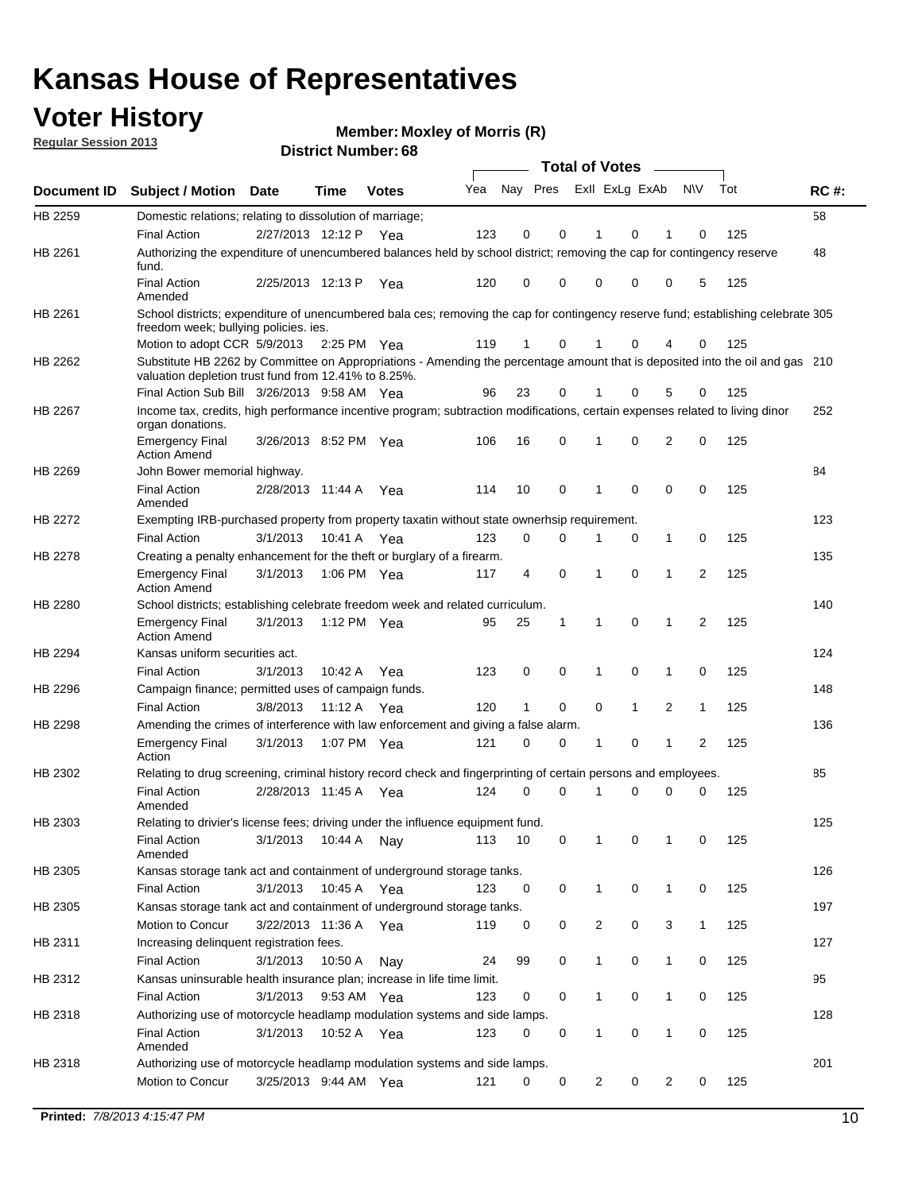# Kansas House of Representatives

## Voter History

**Regular Session 2013**

**Member: Moxley of Morris (R)**

**District Number: 68**

| Document ID | Subject / Motion | Date | Time | Votes | Yea | Nay | Pres | ExII | ExLg | ExAb | N\V | Tot | RC #: |
|---|---|---|---|---|---|---|---|---|---|---|---|---|---|
| HB 2259 | Domestic relations; relating to dissolution of marriage; | | | | | | | | | | | | 58 |
| | Final Action | 2/27/2013 | 12:12 P | Yea | 123 | 0 | 0 | 1 | 0 | 1 | 0 | 125 | |
| HB 2261 | Authorizing the expenditure of unencumbered balances held by school district; removing the cap for contingency reserve fund. | | | | | | | | | | | | 48 |
| | Final Action Amended | 2/25/2013 | 12:13 P | Yea | 120 | 0 | 0 | 0 | 0 | 0 | 5 | 125 | |
| HB 2261 | School districts; expenditure of unencumbered bala ces; removing the cap for contingency reserve fund; establishing celebrate freedom week; bullying policies. ies. | | | | | | | | | | | | 305 |
| | Motion to adopt CCR | 5/9/2013 | 2:25 PM | Yea | 119 | 1 | 0 | 1 | 0 | 4 | 0 | 125 | |
| HB 2262 | Substitute HB 2262 by Committee on Appropriations - Amending the percentage amount that is deposited into the oil and gas valuation depletion trust fund from 12.41% to 8.25%. | | | | | | | | | | | | 210 |
| | Final Action Sub Bill | 3/26/2013 | 9:58 AM | Yea | 96 | 23 | 0 | 1 | 0 | 5 | 0 | 125 | |
| HB 2267 | Income tax, credits, high performance incentive program; subtraction modifications, certain expenses related to living dinor organ donations. | | | | | | | | | | | | 252 |
| | Emergency Final Action Amend | 3/26/2013 | 8:52 PM | Yea | 106 | 16 | 0 | 1 | 0 | 2 | 0 | 125 | |
| HB 2269 | John Bower memorial highway. | | | | | | | | | | | | 84 |
| | Final Action Amended | 2/28/2013 | 11:44 A | Yea | 114 | 10 | 0 | 1 | 0 | 0 | 0 | 125 | |
| HB 2272 | Exempting IRB-purchased property from property taxatin without state ownerhsip requirement. | | | | | | | | | | | | 123 |
| | Final Action | 3/1/2013 | 10:41 A | Yea | 123 | 0 | 0 | 1 | 0 | 1 | 0 | 125 | |
| HB 2278 | Creating a penalty enhancement for the theft or burglary of a firearm. | | | | | | | | | | | | 135 |
| | Emergency Final Action Amend | 3/1/2013 | 1:06 PM | Yea | 117 | 4 | 0 | 1 | 0 | 1 | 2 | 125 | |
| HB 2280 | School districts; establishing celebrate freedom week and related curriculum. | | | | | | | | | | | | 140 |
| | Emergency Final Action Amend | 3/1/2013 | 1:12 PM | Yea | 95 | 25 | 1 | 1 | 0 | 1 | 2 | 125 | |
| HB 2294 | Kansas uniform securities act. | | | | | | | | | | | | 124 |
| | Final Action | 3/1/2013 | 10:42 A | Yea | 123 | 0 | 0 | 1 | 0 | 1 | 0 | 125 | |
| HB 2296 | Campaign finance; permitted uses of campaign funds. | | | | | | | | | | | | 148 |
| | Final Action | 3/8/2013 | 11:12 A | Yea | 120 | 1 | 0 | 0 | 1 | 2 | 1 | 125 | |
| HB 2298 | Amending the crimes of interference with law enforcement and giving a false alarm. | | | | | | | | | | | | 136 |
| | Emergency Final Action | 3/1/2013 | 1:07 PM | Yea | 121 | 0 | 0 | 1 | 0 | 1 | 2 | 125 | |
| HB 2302 | Relating to drug screening, criminal history record check and fingerprinting of certain persons and employees. | | | | | | | | | | | | 85 |
| | Final Action Amended | 2/28/2013 | 11:45 A | Yea | 124 | 0 | 0 | 1 | 0 | 0 | 0 | 125 | |
| HB 2303 | Relating to drivier's license fees; driving under the influence equipment fund. | | | | | | | | | | | | 125 |
| | Final Action Amended | 3/1/2013 | 10:44 A | Nay | 113 | 10 | 0 | 1 | 0 | 1 | 0 | 125 | |
| HB 2305 | Kansas storage tank act and containment of underground storage tanks. | | | | | | | | | | | | 126 |
| | Final Action | 3/1/2013 | 10:45 A | Yea | 123 | 0 | 0 | 1 | 0 | 1 | 0 | 125 | |
| HB 2305 | Kansas storage tank act and containment of underground storage tanks. | | | | | | | | | | | | 197 |
| | Motion to Concur | 3/22/2013 | 11:36 A | Yea | 119 | 0 | 0 | 2 | 0 | 3 | 1 | 125 | |
| HB 2311 | Increasing delinquent registration fees. | | | | | | | | | | | | 127 |
| | Final Action | 3/1/2013 | 10:50 A | Nay | 24 | 99 | 0 | 1 | 0 | 1 | 0 | 125 | |
| HB 2312 | Kansas uninsurable health insurance plan; increase in life time limit. | | | | | | | | | | | | 95 |
| | Final Action | 3/1/2013 | 9:53 AM | Yea | 123 | 0 | 0 | 1 | 0 | 1 | 0 | 125 | |
| HB 2318 | Authorizing use of motorcycle headlamp modulation systems and side lamps. | | | | | | | | | | | | 128 |
| | Final Action Amended | 3/1/2013 | 10:52 A | Yea | 123 | 0 | 0 | 1 | 0 | 1 | 0 | 125 | |
| HB 2318 | Authorizing use of motorcycle headlamp modulation systems and side lamps. | | | | | | | | | | | | 201 |
| | Motion to Concur | 3/25/2013 | 9:44 AM | Yea | 121 | 0 | 0 | 2 | 0 | 2 | 0 | 125 | |

**Printed:** *7/8/2013 4:15:47 PM*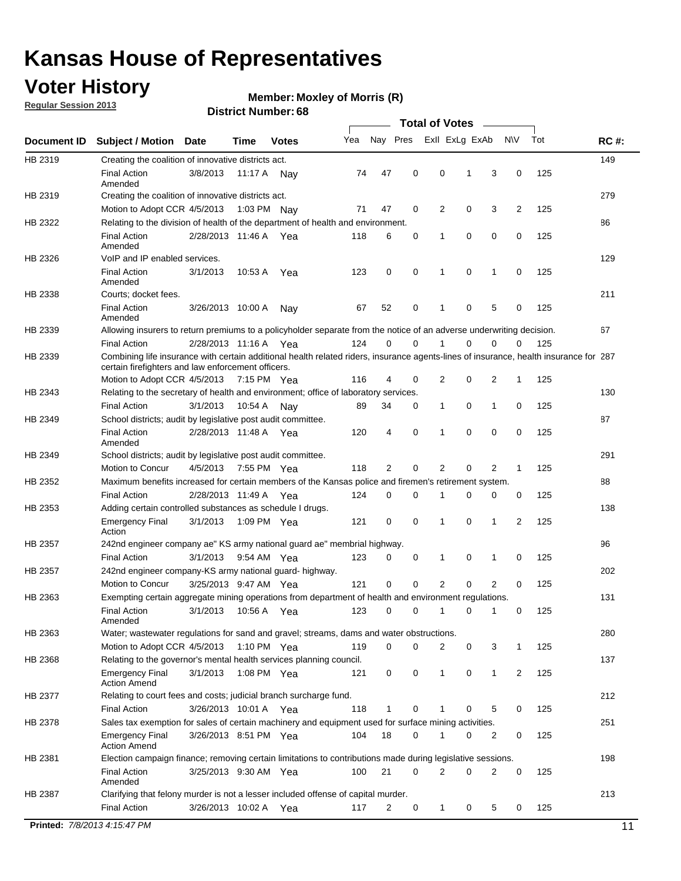# Kansas House of Representatives

## Voter History

**Regular Session 2013**

**Member: Moxley of Morris (R)**

**District Number: 68**

| Document ID | Subject / Motion | Date | Time | Votes | Yea | Nay | Pres | ExII | ExLg | ExAb | N\V | Tot | RC #: |
|---|---|---|---|---|---|---|---|---|---|---|---|---|---|
| HB 2319 | Creating the coalition of innovative districts act. | | | | | | | | | | | | 149 |
| | Final Action Amended | 3/8/2013 | 11:17 A | Nay | 74 | 47 | 0 | 0 | 1 | 3 | 0 | 125 | |
| HB 2319 | Creating the coalition of innovative districts act. | | | | | | | | | | | | 279 |
| | Motion to Adopt CCR | 4/5/2013 | 1:03 PM | Nay | 71 | 47 | 0 | 2 | 0 | 3 | 2 | 125 | |
| HB 2322 | Relating to the division of health of the department of health and environment. | | | | | | | | | | | | 86 |
| | Final Action Amended | 2/28/2013 | 11:46 A | Yea | 118 | 6 | 0 | 1 | 0 | 0 | 0 | 125 | |
| HB 2326 | VoIP and IP enabled services. | | | | | | | | | | | | 129 |
| | Final Action Amended | 3/1/2013 | 10:53 A | Yea | 123 | 0 | 0 | 1 | 0 | 1 | 0 | 125 | |
| HB 2338 | Courts; docket fees. | | | | | | | | | | | | 211 |
| | Final Action Amended | 3/26/2013 | 10:00 A | Nay | 67 | 52 | 0 | 1 | 0 | 5 | 0 | 125 | |
| HB 2339 | Allowing insurers to return premiums to a policyholder separate from the notice of an adverse underwriting decision. | | | | | | | | | | | | 67 |
| | Final Action | 2/28/2013 | 11:16 A | Yea | 124 | 0 | 0 | 1 | 0 | 0 | 0 | 125 | |
| HB 2339 | Combining life insurance with certain additional health related riders, insurance agents-lines of insurance, health insurance for certain firefighters and law enforcement officers. | | | | | | | | | | | | 287 |
| | Motion to Adopt CCR | 4/5/2013 | 7:15 PM | Yea | 116 | 4 | 0 | 2 | 0 | 2 | 1 | 125 | |
| HB 2343 | Relating to the secretary of health and environment; office of laboratory services. | | | | | | | | | | | | 130 |
| | Final Action | 3/1/2013 | 10:54 A | Nay | 89 | 34 | 0 | 1 | 0 | 1 | 0 | 125 | |
| HB 2349 | School districts; audit by legislative post audit committee. | | | | | | | | | | | | 87 |
| | Final Action Amended | 2/28/2013 | 11:48 A | Yea | 120 | 4 | 0 | 1 | 0 | 0 | 0 | 125 | |
| HB 2349 | School districts; audit by legislative post audit committee. | | | | | | | | | | | | 291 |
| | Motion to Concur | 4/5/2013 | 7:55 PM | Yea | 118 | 2 | 0 | 2 | 0 | 2 | 1 | 125 | |
| HB 2352 | Maximum benefits increased for certain members of the Kansas police and firemen's retirement system. | | | | | | | | | | | | 88 |
| | Final Action | 2/28/2013 | 11:49 A | Yea | 124 | 0 | 0 | 1 | 0 | 0 | 0 | 125 | |
| HB 2353 | Adding certain controlled substances as schedule I drugs. | | | | | | | | | | | | 138 |
| | Emergency Final Action | 3/1/2013 | 1:09 PM | Yea | 121 | 0 | 0 | 1 | 0 | 1 | 2 | 125 | |
| HB 2357 | 242nd engineer company ae" KS army national guard ae" membrial highway. | | | | | | | | | | | | 96 |
| | Final Action | 3/1/2013 | 9:54 AM | Yea | 123 | 0 | 0 | 1 | 0 | 1 | 0 | 125 | |
| HB 2357 | 242nd engineer company-KS army national guard- highway. | | | | | | | | | | | | 202 |
| | Motion to Concur | 3/25/2013 | 9:47 AM | Yea | 121 | 0 | 0 | 2 | 0 | 2 | 0 | 125 | |
| HB 2363 | Exempting certain aggregate mining operations from department of health and environment regulations. | | | | | | | | | | | | 131 |
| | Final Action Amended | 3/1/2013 | 10:56 A | Yea | 123 | 0 | 0 | 1 | 0 | 1 | 0 | 125 | |
| HB 2363 | Water; wastewater regulations for sand and gravel; streams, dams and water obstructions. | | | | | | | | | | | | 280 |
| | Motion to Adopt CCR | 4/5/2013 | 1:10 PM | Yea | 119 | 0 | 0 | 2 | 0 | 3 | 1 | 125 | |
| HB 2368 | Relating to the governor's mental health services planning council. | | | | | | | | | | | | 137 |
| | Emergency Final Action Amend | 3/1/2013 | 1:08 PM | Yea | 121 | 0 | 0 | 1 | 0 | 1 | 2 | 125 | |
| HB 2377 | Relating to court fees and costs; judicial branch surcharge fund. | | | | | | | | | | | | 212 |
| | Final Action | 3/26/2013 | 10:01 A | Yea | 118 | 1 | 0 | 1 | 0 | 5 | 0 | 125 | |
| HB 2378 | Sales tax exemption for sales of certain machinery and equipment used for surface mining activities. | | | | | | | | | | | | 251 |
| | Emergency Final Action Amend | 3/26/2013 | 8:51 PM | Yea | 104 | 18 | 0 | 1 | 0 | 2 | 0 | 125 | |
| HB 2381 | Election campaign finance; removing certain limitations to contributions made during legislative sessions. | | | | | | | | | | | | 198 |
| | Final Action Amended | 3/25/2013 | 9:30 AM | Yea | 100 | 21 | 0 | 2 | 0 | 2 | 0 | 125 | |
| HB 2387 | Clarifying that felony murder is not a lesser included offense of capital murder. | | | | | | | | | | | | 213 |
| | Final Action | 3/26/2013 | 10:02 A | Yea | 117 | 2 | 0 | 1 | 0 | 5 | 0 | 125 | |

**Printed:** *7/8/2013 4:15:47 PM*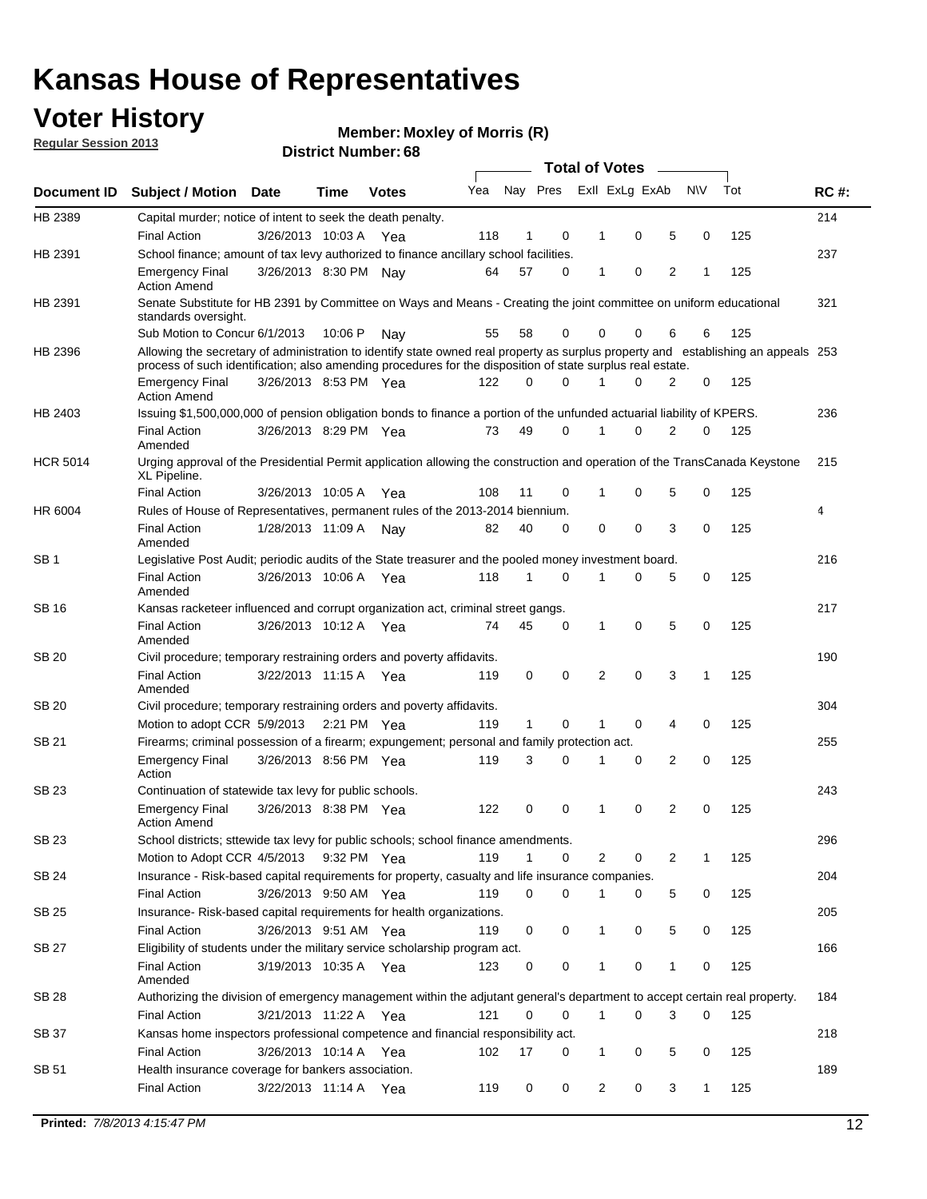# Kansas House of Representatives

## Voter History

**Regular Session 2013**

**Member: Moxley of Morris (R)**

**District Number: 68**

| Document ID | Subject / Motion | Date | Time | Votes | Yea | Nay | Pres | ExII | ExLg | ExAb | N\V | Tot | RC #: |
|---|---|---|---|---|---|---|---|---|---|---|---|---|---|
| HB 2389 | Capital murder; notice of intent to seek the death penalty. | | | | | | | | | | | | 214 |
| | Final Action | 3/26/2013 | 10:03 A | Yea | 118 | 1 | 0 | 1 | 0 | 5 | 0 | 125 | |
| HB 2391 | School finance; amount of tax levy authorized to finance ancillary school facilities. | | | | | | | | | | | | 237 |
| | Emergency Final Action Amend | 3/26/2013 | 8:30 PM | Nay | 64 | 57 | 0 | 1 | 0 | 2 | 1 | 125 | |
| HB 2391 | Senate Substitute for HB 2391 by Committee on Ways and Means - Creating the joint committee on uniform educational standards oversight. | | | | | | | | | | | | 321 |
| | Sub Motion to Concur | 6/1/2013 | 10:06 P | Nay | 55 | 58 | 0 | 0 | 0 | 6 | 6 | 125 | |
| HB 2396 | Allowing the secretary of administration to identify state owned real property as surplus property and establishing an appeals process of such identification; also amending procedures for the disposition of state surplus real estate. | | | | | | | | | | | | 253 |
| | Emergency Final Action Amend | 3/26/2013 | 8:53 PM | Yea | 122 | 0 | 0 | 1 | 0 | 2 | 0 | 125 | |
| HB 2403 | Issuing $1,500,000,000 of pension obligation bonds to finance a portion of the unfunded actuarial liability of KPERS. | | | | | | | | | | | | 236 |
| | Final Action Amended | 3/26/2013 | 8:29 PM | Yea | 73 | 49 | 0 | 1 | 0 | 2 | 0 | 125 | |
| HCR 5014 | Urging approval of the Presidential Permit application allowing the construction and operation of the TransCanada Keystone XL Pipeline. | | | | | | | | | | | | 215 |
| | Final Action | 3/26/2013 | 10:05 A | Yea | 108 | 11 | 0 | 1 | 0 | 5 | 0 | 125 | |
| HR 6004 | Rules of House of Representatives, permanent rules of the 2013-2014 biennium. | | | | | | | | | | | | 4 |
| | Final Action Amended | 1/28/2013 | 11:09 A | Nay | 82 | 40 | 0 | 0 | 0 | 3 | 0 | 125 | |
| SB 1 | Legislative Post Audit; periodic audits of the State treasurer and the pooled money investment board. | | | | | | | | | | | | 216 |
| | Final Action Amended | 3/26/2013 | 10:06 A | Yea | 118 | 1 | 0 | 1 | 0 | 5 | 0 | 125 | |
| SB 16 | Kansas racketeer influenced and corrupt organization act, criminal street gangs. | | | | | | | | | | | | 217 |
| | Final Action Amended | 3/26/2013 | 10:12 A | Yea | 74 | 45 | 0 | 1 | 0 | 5 | 0 | 125 | |
| SB 20 | Civil procedure; temporary restraining orders and poverty affidavits. | | | | | | | | | | | | 190 |
| | Final Action Amended | 3/22/2013 | 11:15 A | Yea | 119 | 0 | 0 | 2 | 0 | 3 | 1 | 125 | |
| SB 20 | Civil procedure; temporary restraining orders and poverty affidavits. | | | | | | | | | | | | 304 |
| | Motion to adopt CCR | 5/9/2013 | 2:21 PM | Yea | 119 | 1 | 0 | 1 | 0 | 4 | 0 | 125 | |
| SB 21 | Firearms; criminal possession of a firearm; expungement; personal and family protection act. | | | | | | | | | | | | 255 |
| | Emergency Final Action | 3/26/2013 | 8:56 PM | Yea | 119 | 3 | 0 | 1 | 0 | 2 | 0 | 125 | |
| SB 23 | Continuation of statewide tax levy for public schools. | | | | | | | | | | | | 243 |
| | Emergency Final Action Amend | 3/26/2013 | 8:38 PM | Yea | 122 | 0 | 0 | 1 | 0 | 2 | 0 | 125 | |
| SB 23 | School districts; sttewide tax levy for public schools; school finance amendments. | | | | | | | | | | | | 296 |
| | Motion to Adopt CCR | 4/5/2013 | 9:32 PM | Yea | 119 | 1 | 0 | 2 | 0 | 2 | 1 | 125 | |
| SB 24 | Insurance - Risk-based capital requirements for property, casualty and life insurance companies. | | | | | | | | | | | | 204 |
| | Final Action | 3/26/2013 | 9:50 AM | Yea | 119 | 0 | 0 | 1 | 0 | 5 | 0 | 125 | |
| SB 25 | Insurance- Risk-based capital requirements for health organizations. | | | | | | | | | | | | 205 |
| | Final Action | 3/26/2013 | 9:51 AM | Yea | 119 | 0 | 0 | 1 | 0 | 5 | 0 | 125 | |
| SB 27 | Eligibility of students under the military service scholarship program act. | | | | | | | | | | | | 166 |
| | Final Action Amended | 3/19/2013 | 10:35 A | Yea | 123 | 0 | 0 | 1 | 0 | 1 | 0 | 125 | |
| SB 28 | Authorizing the division of emergency management within the adjutant general's department to accept certain real property. | | | | | | | | | | | | 184 |
| | Final Action | 3/21/2013 | 11:22 A | Yea | 121 | 0 | 0 | 1 | 0 | 3 | 0 | 125 | |
| SB 37 | Kansas home inspectors professional competence and financial responsibility act. | | | | | | | | | | | | 218 |
| | Final Action | 3/26/2013 | 10:14 A | Yea | 102 | 17 | 0 | 1 | 0 | 5 | 0 | 125 | |
| SB 51 | Health insurance coverage for bankers association. | | | | | | | | | | | | 189 |
| | Final Action | 3/22/2013 | 11:14 A | Yea | 119 | 0 | 0 | 2 | 0 | 3 | 1 | 125 | |

**Printed:** *7/8/2013 4:15:47 PM*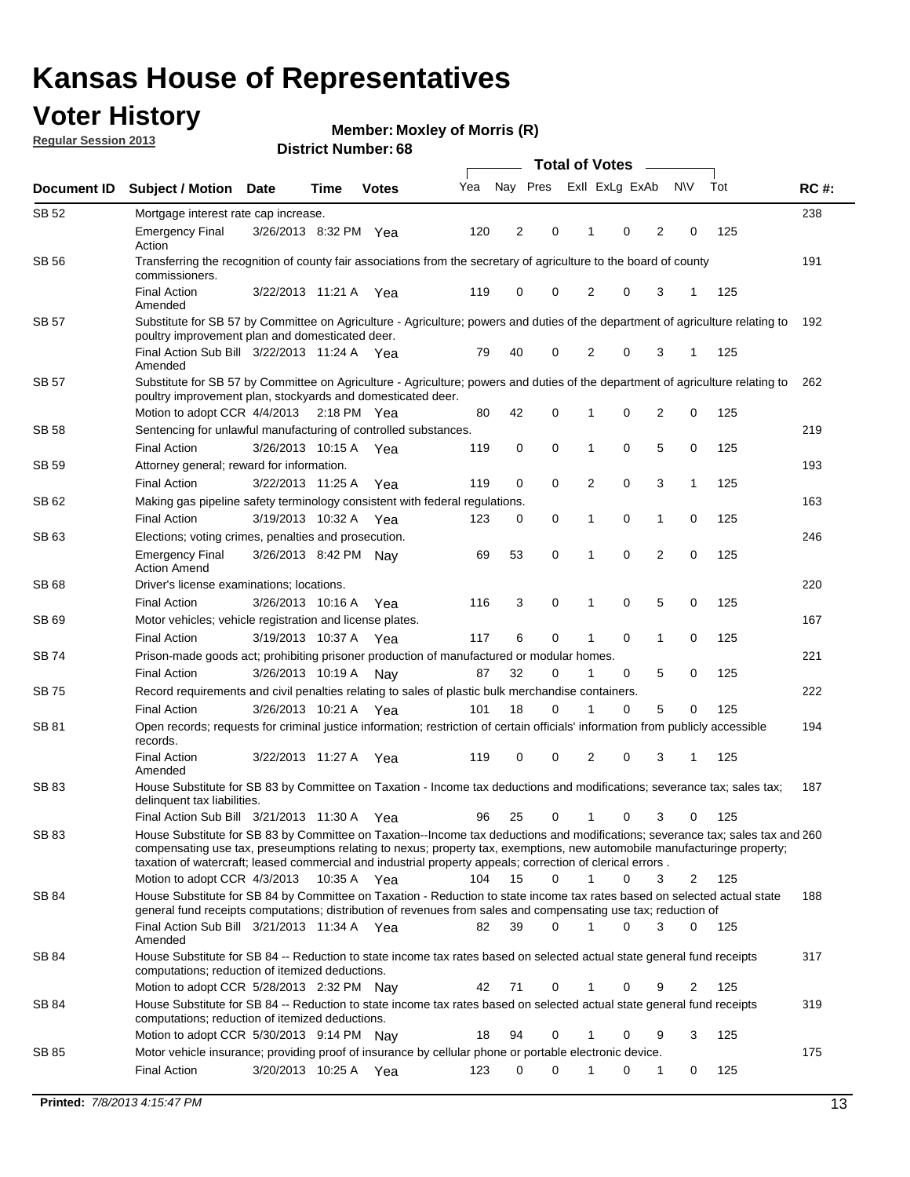# Kansas House of Representatives

## Voter History

**Regular Session 2013**

**Member: Moxley of Morris (R)**

**District Number: 68**

| Document ID | Subject / Motion | Date | Time | Votes | Yea | Nay | Pres | ExII | ExLg | ExAb | N\V | Tot | RC #: |
|---|---|---|---|---|---|---|---|---|---|---|---|---|---|
| SB 52 | Mortgage interest rate cap increase. | | | | | | | | | | | | 238 |
| | Emergency Final Action | 3/26/2013 | 8:32 PM | Yea | 120 | 2 | 0 | 1 | 0 | 2 | 0 | 125 | |
| SB 56 | Transferring the recognition of county fair associations from the secretary of agriculture to the board of county commissioners. | | | | | | | | | | | | 191 |
| | Final Action Amended | 3/22/2013 | 11:21 A | Yea | 119 | 0 | 0 | 2 | 0 | 3 | 1 | 125 | |
| SB 57 | Substitute for SB 57 by Committee on Agriculture - Agriculture; powers and duties of the department of agriculture relating to poultry improvement plan and domesticated deer. | | | | | | | | | | | | 192 |
| | Final Action Sub Bill Amended | 3/22/2013 | 11:24 A | Yea | 79 | 40 | 0 | 2 | 0 | 3 | 1 | 125 | |
| SB 57 | Substitute for SB 57 by Committee on Agriculture - Agriculture; powers and duties of the department of agriculture relating to poultry improvement plan, stockyards and domesticated deer. | | | | | | | | | | | | 262 |
| | Motion to adopt CCR | 4/4/2013 | 2:18 PM | Yea | 80 | 42 | 0 | 1 | 0 | 2 | 0 | 125 | |
| SB 58 | Sentencing for unlawful manufacturing of controlled substances. | | | | | | | | | | | | 219 |
| | Final Action | 3/26/2013 | 10:15 A | Yea | 119 | 0 | 0 | 1 | 0 | 5 | 0 | 125 | |
| SB 59 | Attorney general; reward for information. | | | | | | | | | | | | 193 |
| | Final Action | 3/22/2013 | 11:25 A | Yea | 119 | 0 | 0 | 2 | 0 | 3 | 1 | 125 | |
| SB 62 | Making gas pipeline safety terminology consistent with federal regulations. | | | | | | | | | | | | 163 |
| | Final Action | 3/19/2013 | 10:32 A | Yea | 123 | 0 | 0 | 1 | 0 | 1 | 0 | 125 | |
| SB 63 | Elections; voting crimes, penalties and prosecution. | | | | | | | | | | | | 246 |
| | Emergency Final Action Amend | 3/26/2013 | 8:42 PM | Nay | 69 | 53 | 0 | 1 | 0 | 2 | 0 | 125 | |
| SB 68 | Driver's license examinations; locations. | | | | | | | | | | | | 220 |
| | Final Action | 3/26/2013 | 10:16 A | Yea | 116 | 3 | 0 | 1 | 0 | 5 | 0 | 125 | |
| SB 69 | Motor vehicles; vehicle registration and license plates. | | | | | | | | | | | | 167 |
| | Final Action | 3/19/2013 | 10:37 A | Yea | 117 | 6 | 0 | 1 | 0 | 1 | 0 | 125 | |
| SB 74 | Prison-made goods act; prohibiting prisoner production of manufactured or modular homes. | | | | | | | | | | | | 221 |
| | Final Action | 3/26/2013 | 10:19 A | Nay | 87 | 32 | 0 | 1 | 0 | 5 | 0 | 125 | |
| SB 75 | Record requirements and civil penalties relating to sales of plastic bulk merchandise containers. | | | | | | | | | | | | 222 |
| | Final Action | 3/26/2013 | 10:21 A | Yea | 101 | 18 | 0 | 1 | 0 | 5 | 0 | 125 | |
| SB 81 | Open records; requests for criminal justice information; restriction of certain officials' information from publicly accessible records. | | | | | | | | | | | | 194 |
| | Final Action Amended | 3/22/2013 | 11:27 A | Yea | 119 | 0 | 0 | 2 | 0 | 3 | 1 | 125 | |
| SB 83 | House Substitute for SB 83 by Committee on Taxation - Income tax deductions and modifications; severance tax; sales tax; delinquent tax liabilities. | | | | | | | | | | | | 187 |
| | Final Action Sub Bill | 3/21/2013 | 11:30 A | Yea | 96 | 25 | 0 | 1 | 0 | 3 | 0 | 125 | |
| SB 83 | House Substitute for SB 83 by Committee on Taxation--Income tax deductions and modifications; severance tax; sales tax and compensating use tax, preseumptions relating to nexus; property tax, exemptions, new automobile manufacturinge property; taxation of watercraft; leased commercial and industrial property appeals; correction of clerical errors . | | | | | | | | | | | | 260 |
| | Motion to adopt CCR | 4/3/2013 | 10:35 A | Yea | 104 | 15 | 0 | 1 | 0 | 3 | 2 | 125 | |
| SB 84 | House Substitute for SB 84 by Committee on Taxation - Reduction to state income tax rates based on selected actual state general fund receipts computations; distribution of revenues from sales and compensating use tax; reduction of | | | | | | | | | | | | 188 |
| | Final Action Sub Bill Amended | 3/21/2013 | 11:34 A | Yea | 82 | 39 | 0 | 1 | 0 | 3 | 0 | 125 | |
| SB 84 | House Substitute for SB 84 -- Reduction to state income tax rates based on selected actual state general fund receipts computations; reduction of itemized deductions. | | | | | | | | | | | | 317 |
| | Motion to adopt CCR | 5/28/2013 | 2:32 PM | Nay | 42 | 71 | 0 | 1 | 0 | 9 | 2 | 125 | |
| SB 84 | House Substitute for SB 84 -- Reduction to state income tax rates based on selected actual state general fund receipts computations; reduction of itemized deductions. | | | | | | | | | | | | 319 |
| | Motion to adopt CCR | 5/30/2013 | 9:14 PM | Nay | 18 | 94 | 0 | 1 | 0 | 9 | 3 | 125 | |
| SB 85 | Motor vehicle insurance; providing proof of insurance by cellular phone or portable electronic device. | | | | | | | | | | | | 175 |
| | Final Action | 3/20/2013 | 10:25 A | Yea | 123 | 0 | 0 | 1 | 0 | 1 | 0 | 125 | |

**Printed:** 7/8/2013 4:15:47 PM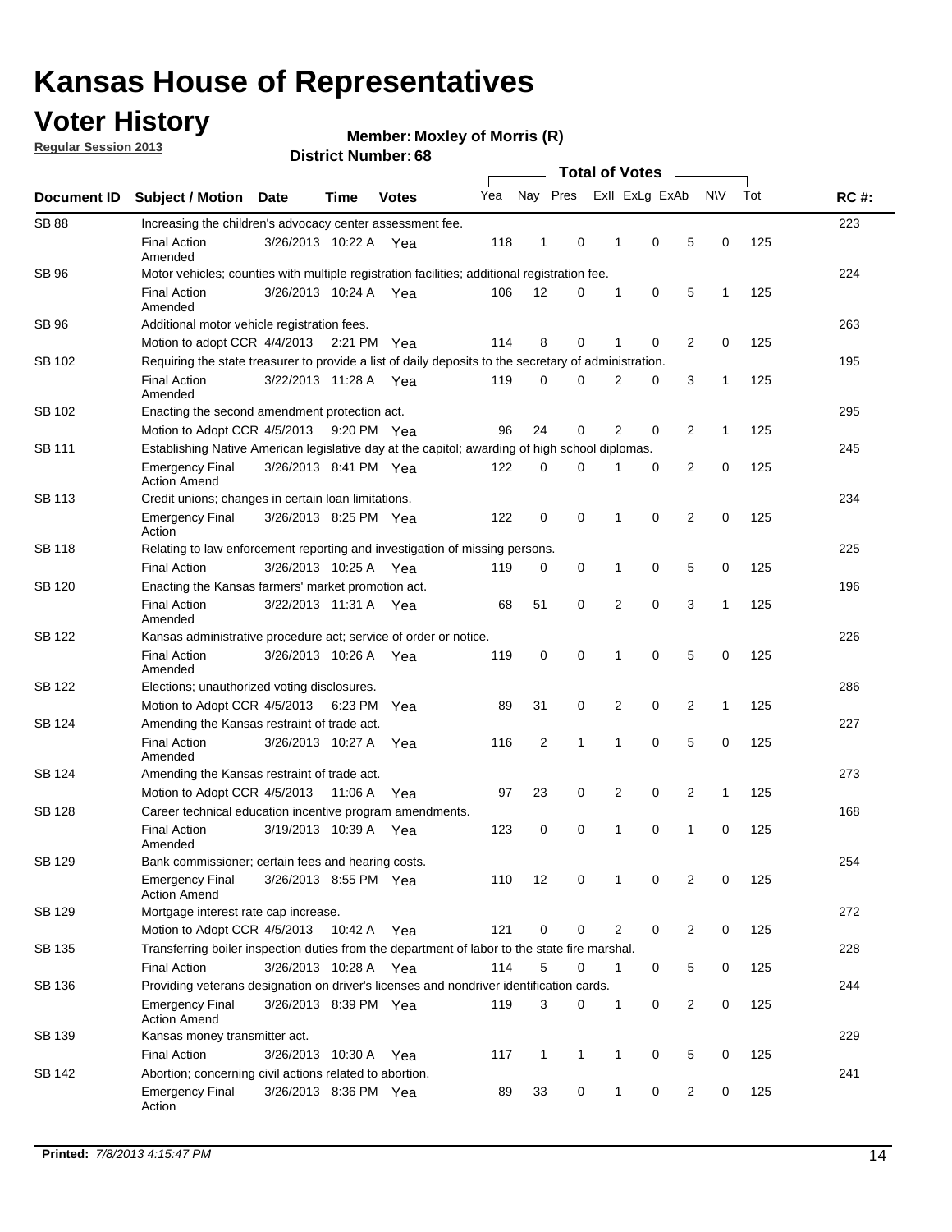# Kansas House of Representatives

## Voter History

**Regular Session 2013**

**Member: Moxley of Morris (R)**

**District Number: 68**

| Document ID | Subject / Motion | Date | Time | Votes | Yea | Nay | Pres | ExII | ExLg | ExAb | N\V | Tot | RC #: |
|---|---|---|---|---|---|---|---|---|---|---|---|---|---|
| SB 88 | Increasing the children's advocacy center assessment fee. | | | | | | | | | | | | 223 |
| | Final Action Amended | 3/26/2013 | 10:22 A | Yea | 118 | 1 | 0 | 1 | 0 | 5 | 0 | 125 | |
| SB 96 | Motor vehicles; counties with multiple registration facilities; additional registration fee. | | | | | | | | | | | | 224 |
| | Final Action Amended | 3/26/2013 | 10:24 A | Yea | 106 | 12 | 0 | 1 | 0 | 5 | 1 | 125 | |
| SB 96 | Additional motor vehicle registration fees. | | | | | | | | | | | | 263 |
| | Motion to adopt CCR | 4/4/2013 | 2:21 PM | Yea | 114 | 8 | 0 | 1 | 0 | 2 | 0 | 125 | |
| SB 102 | Requiring the state treasurer to provide a list of daily deposits to the secretary of administration. | | | | | | | | | | | | 195 |
| | Final Action Amended | 3/22/2013 | 11:28 A | Yea | 119 | 0 | 0 | 2 | 0 | 3 | 1 | 125 | |
| SB 102 | Enacting the second amendment protection act. | | | | | | | | | | | | 295 |
| | Motion to Adopt CCR | 4/5/2013 | 9:20 PM | Yea | 96 | 24 | 0 | 2 | 0 | 2 | 1 | 125 | |
| SB 111 | Establishing Native American legislative day at the capitol; awarding of high school diplomas. | | | | | | | | | | | | 245 |
| | Emergency Final Action Amend | 3/26/2013 | 8:41 PM | Yea | 122 | 0 | 0 | 1 | 0 | 2 | 0 | 125 | |
| SB 113 | Credit unions; changes in certain loan limitations. | | | | | | | | | | | | 234 |
| | Emergency Final Action | 3/26/2013 | 8:25 PM | Yea | 122 | 0 | 0 | 1 | 0 | 2 | 0 | 125 | |
| SB 118 | Relating to law enforcement reporting and investigation of missing persons. | | | | | | | | | | | | 225 |
| | Final Action | 3/26/2013 | 10:25 A | Yea | 119 | 0 | 0 | 1 | 0 | 5 | 0 | 125 | |
| SB 120 | Enacting the Kansas farmers' market promotion act. | | | | | | | | | | | | 196 |
| | Final Action Amended | 3/22/2013 | 11:31 A | Yea | 68 | 51 | 0 | 2 | 0 | 3 | 1 | 125 | |
| SB 122 | Kansas administrative procedure act; service of order or notice. | | | | | | | | | | | | 226 |
| | Final Action Amended | 3/26/2013 | 10:26 A | Yea | 119 | 0 | 0 | 1 | 0 | 5 | 0 | 125 | |
| SB 122 | Elections; unauthorized voting disclosures. | | | | | | | | | | | | 286 |
| | Motion to Adopt CCR | 4/5/2013 | 6:23 PM | Yea | 89 | 31 | 0 | 2 | 0 | 2 | 1 | 125 | |
| SB 124 | Amending the Kansas restraint of trade act. | | | | | | | | | | | | 227 |
| | Final Action Amended | 3/26/2013 | 10:27 A | Yea | 116 | 2 | 1 | 1 | 0 | 5 | 0 | 125 | |
| SB 124 | Amending the Kansas restraint of trade act. | | | | | | | | | | | | 273 |
| | Motion to Adopt CCR | 4/5/2013 | 11:06 A | Yea | 97 | 23 | 0 | 2 | 0 | 2 | 1 | 125 | |
| SB 128 | Career technical education incentive program amendments. | | | | | | | | | | | | 168 |
| | Final Action Amended | 3/19/2013 | 10:39 A | Yea | 123 | 0 | 0 | 1 | 0 | 1 | 0 | 125 | |
| SB 129 | Bank commissioner; certain fees and hearing costs. | | | | | | | | | | | | 254 |
| | Emergency Final Action Amend | 3/26/2013 | 8:55 PM | Yea | 110 | 12 | 0 | 1 | 0 | 2 | 0 | 125 | |
| SB 129 | Mortgage interest rate cap increase. | | | | | | | | | | | | 272 |
| | Motion to Adopt CCR | 4/5/2013 | 10:42 A | Yea | 121 | 0 | 0 | 2 | 0 | 2 | 0 | 125 | |
| SB 135 | Transferring boiler inspection duties from the department of labor to the state fire marshal. | | | | | | | | | | | | 228 |
| | Final Action | 3/26/2013 | 10:28 A | Yea | 114 | 5 | 0 | 1 | 0 | 5 | 0 | 125 | |
| SB 136 | Providing veterans designation on driver's licenses and nondriver identification cards. | | | | | | | | | | | | 244 |
| | Emergency Final Action Amend | 3/26/2013 | 8:39 PM | Yea | 119 | 3 | 0 | 1 | 0 | 2 | 0 | 125 | |
| SB 139 | Kansas money transmitter act. | | | | | | | | | | | | 229 |
| | Final Action | 3/26/2013 | 10:30 A | Yea | 117 | 1 | 1 | 1 | 0 | 5 | 0 | 125 | |
| SB 142 | Abortion; concerning civil actions related to abortion. | | | | | | | | | | | | 241 |
| | Emergency Final Action | 3/26/2013 | 8:36 PM | Yea | 89 | 33 | 0 | 1 | 0 | 2 | 0 | 125 | |

**Printed:** *7/8/2013 4:15:47 PM*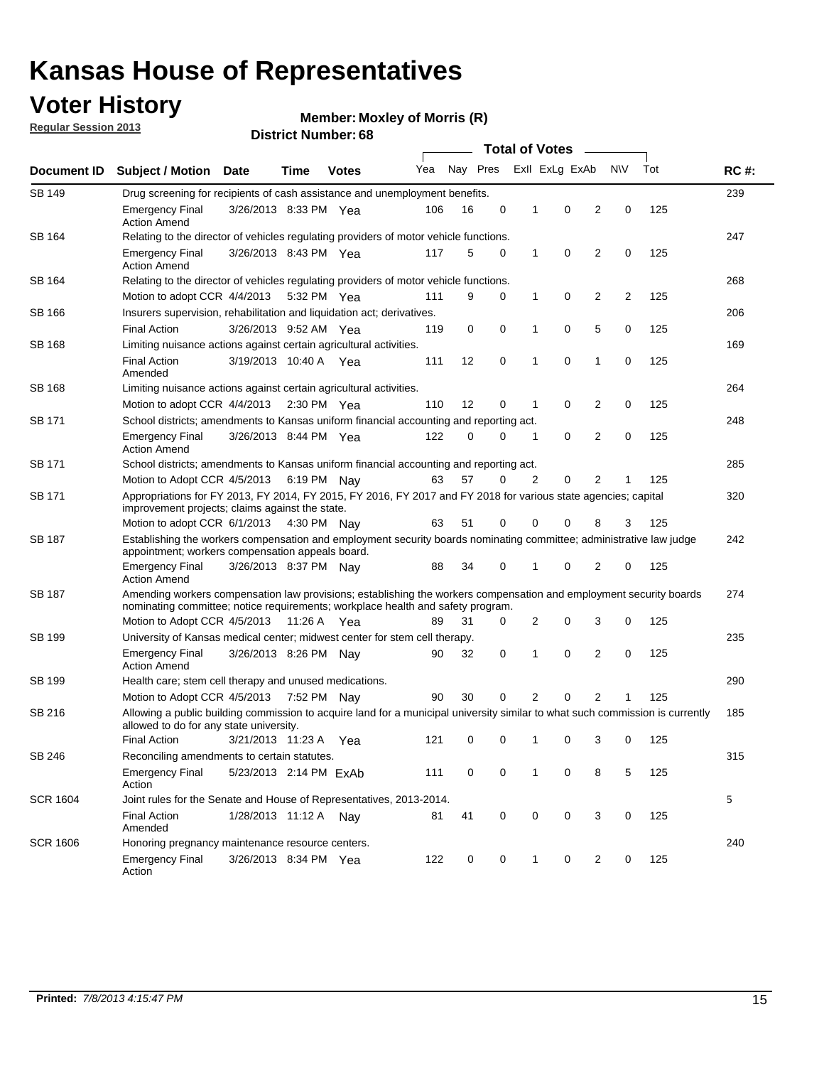# Kansas House of Representatives

## Voter History

**Regular Session 2013**

**Member: Moxley of Morris (R)**

**District Number: 68**

| Document ID | Subject / Motion | Date | Time | Votes | Yea | Nay | Pres | ExII | ExLg | ExAb | N\V | Tot | RC #: |
|---|---|---|---|---|---|---|---|---|---|---|---|---|---|
| SB 149 | Drug screening for recipients of cash assistance and unemployment benefits. | | | | | | | | | | | | 239 |
| | Emergency Final Action Amend | 3/26/2013 | 8:33 PM | Yea | 106 | 16 | 0 | 1 | 0 | 2 | 0 | 125 | |
| SB 164 | Relating to the director of vehicles regulating providers of motor vehicle functions. | | | | | | | | | | | | 247 |
| | Emergency Final Action Amend | 3/26/2013 | 8:43 PM | Yea | 117 | 5 | 0 | 1 | 0 | 2 | 0 | 125 | |
| SB 164 | Relating to the director of vehicles regulating providers of motor vehicle functions. | | | | | | | | | | | | 268 |
| | Motion to adopt CCR | 4/4/2013 | 5:32 PM | Yea | 111 | 9 | 0 | 1 | 0 | 2 | 2 | 125 | |
| SB 166 | Insurers supervision, rehabilitation and liquidation act; derivatives. | | | | | | | | | | | | 206 |
| | Final Action | 3/26/2013 | 9:52 AM | Yea | 119 | 0 | 0 | 1 | 0 | 5 | 0 | 125 | |
| SB 168 | Limiting nuisance actions against certain agricultural activities. | | | | | | | | | | | | 169 |
| | Final Action Amended | 3/19/2013 | 10:40 A | Yea | 111 | 12 | 0 | 1 | 0 | 1 | 0 | 125 | |
| SB 168 | Limiting nuisance actions against certain agricultural activities. | | | | | | | | | | | | 264 |
| | Motion to adopt CCR | 4/4/2013 | 2:30 PM | Yea | 110 | 12 | 0 | 1 | 0 | 2 | 0 | 125 | |
| SB 171 | School districts; amendments to Kansas uniform financial accounting and reporting act. | | | | | | | | | | | | 248 |
| | Emergency Final Action Amend | 3/26/2013 | 8:44 PM | Yea | 122 | 0 | 0 | 1 | 0 | 2 | 0 | 125 | |
| SB 171 | School districts; amendments to Kansas uniform financial accounting and reporting act. | | | | | | | | | | | | 285 |
| | Motion to Adopt CCR | 4/5/2013 | 6:19 PM | Nay | 63 | 57 | 0 | 2 | 0 | 2 | 1 | 125 | |
| SB 171 | Appropriations for FY 2013, FY 2014, FY 2015, FY 2016, FY 2017 and FY 2018 for various state agencies; capital improvement projects; claims against the state. | | | | | | | | | | | | 320 |
| | Motion to adopt CCR | 6/1/2013 | 4:30 PM | Nay | 63 | 51 | 0 | 0 | 0 | 8 | 3 | 125 | |
| SB 187 | Establishing the workers compensation and employment security boards nominating committee; administrative law judge appointment; workers compensation appeals board. | | | | | | | | | | | | 242 |
| | Emergency Final Action Amend | 3/26/2013 | 8:37 PM | Nay | 88 | 34 | 0 | 1 | 0 | 2 | 0 | 125 | |
| SB 187 | Amending workers compensation law provisions; establishing the workers compensation and employment security boards nominating committee; notice requirements; workplace health and safety program. | | | | | | | | | | | | 274 |
| | Motion to Adopt CCR | 4/5/2013 | 11:26 A | Yea | 89 | 31 | 0 | 2 | 0 | 3 | 0 | 125 | |
| SB 199 | University of Kansas medical center; midwest center for stem cell therapy. | | | | | | | | | | | | 235 |
| | Emergency Final Action Amend | 3/26/2013 | 8:26 PM | Nay | 90 | 32 | 0 | 1 | 0 | 2 | 0 | 125 | |
| SB 199 | Health care; stem cell therapy and unused medications. | | | | | | | | | | | | 290 |
| | Motion to Adopt CCR | 4/5/2013 | 7:52 PM | Nay | 90 | 30 | 0 | 2 | 0 | 2 | 1 | 125 | |
| SB 216 | Allowing a public building commission to acquire land for a municipal university similar to what such commission is currently allowed to do for any state university. | | | | | | | | | | | | 185 |
| | Final Action | 3/21/2013 | 11:23 A | Yea | 121 | 0 | 0 | 1 | 0 | 3 | 0 | 125 | |
| SB 246 | Reconciling amendments to certain statutes. | | | | | | | | | | | | 315 |
| | Emergency Final Action | 5/23/2013 | 2:14 PM | ExAb | 111 | 0 | 0 | 1 | 0 | 8 | 5 | 125 | |
| SCR 1604 | Joint rules for the Senate and House of Representatives, 2013-2014. | | | | | | | | | | | | 5 |
| | Final Action Amended | 1/28/2013 | 11:12 A | Nay | 81 | 41 | 0 | 0 | 0 | 3 | 0 | 125 | |
| SCR 1606 | Honoring pregnancy maintenance resource centers. | | | | | | | | | | | | 240 |
| | Emergency Final Action | 3/26/2013 | 8:34 PM | Yea | 122 | 0 | 0 | 1 | 0 | 2 | 0 | 125 | |

**Printed:** *7/8/2013 4:15:47 PM*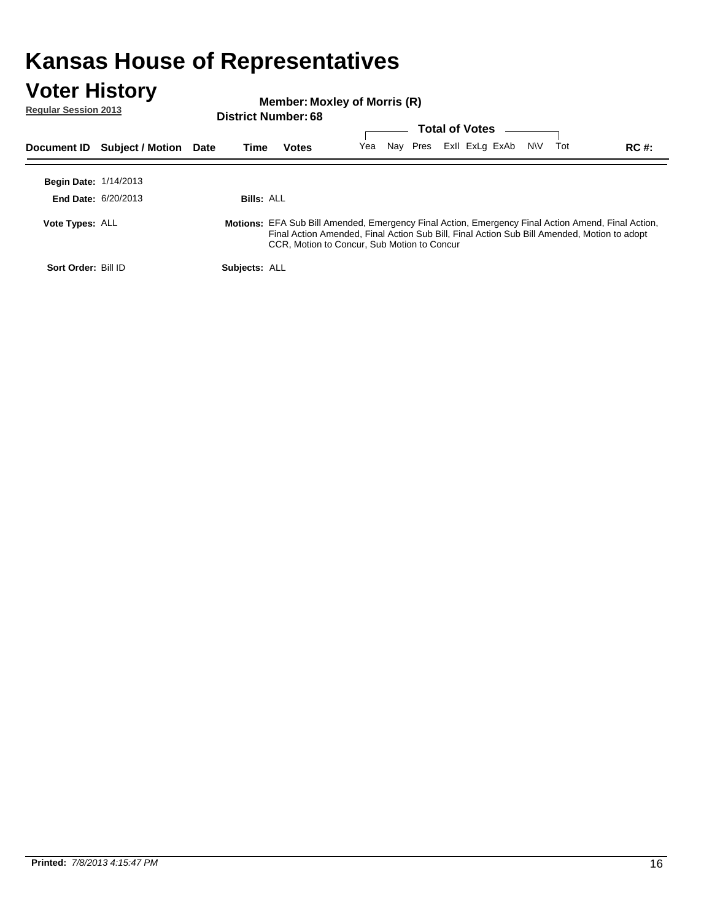# Kansas House of Representatives

## Voter History

**Regular Session 2013**

**Member: Moxley of Morris (R)**

**District Number: 68**

| Document ID | Subject / Motion | Date | Time | Votes | Yea | Nay | Pres | ExII | ExLg | ExAb | N\V | Tot | RC #: |
|---|---|---|---|---|---|---|---|---|---|---|---|---|---|

(Total of Votes: Yea, Nay, Pres, ExII, ExLg, ExAb, N\V, Tot)

**Begin Date:** 1/14/2013

**End Date:** 6/20/2013

**Bills:** ALL

**Vote Types:** ALL

**Motions:** EFA Sub Bill Amended, Emergency Final Action, Emergency Final Action Amend, Final Action, Final Action Amended, Final Action Sub Bill, Final Action Sub Bill Amended, Motion to adopt CCR, Motion to Concur, Sub Motion to Concur

**Sort Order:** Bill ID

**Subjects:** ALL

**Printed:** *7/8/2013 4:15:47 PM*